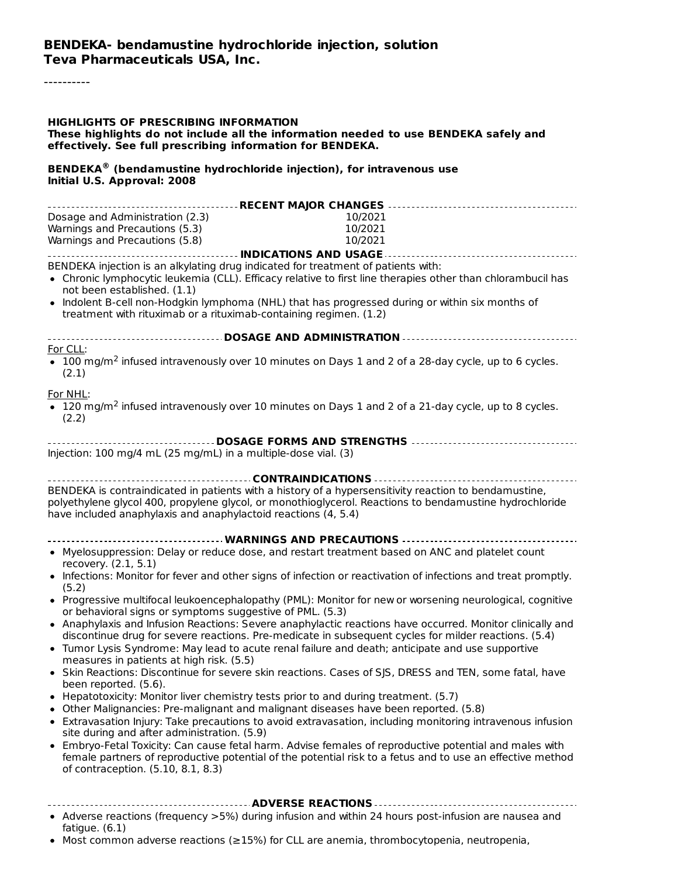**BENDEKA- bendamustine hydrochloride injection, solution**
**Teva Pharmaceuticals USA, Inc.**

----------

**HIGHLIGHTS OF PRESCRIBING INFORMATION**
**These highlights do not include all the information needed to use BENDEKA safely and effectively. See full prescribing information for BENDEKA.**

**BENDEKA® (bendamustine hydrochloride injection), for intravenous use**
**Initial U.S. Approval: 2008**

**RECENT MAJOR CHANGES**

| | |
|---|---|
| Dosage and Administration (2.3) | 10/2021 |
| Warnings and Precautions (5.3) | 10/2021 |
| Warnings and Precautions (5.8) | 10/2021 |

**INDICATIONS AND USAGE**

BENDEKA injection is an alkylating drug indicated for treatment of patients with:

- Chronic lymphocytic leukemia (CLL). Efficacy relative to first line therapies other than chlorambucil has not been established. (1.1)
- Indolent B-cell non-Hodgkin lymphoma (NHL) that has progressed during or within six months of treatment with rituximab or a rituximab-containing regimen. (1.2)

**DOSAGE AND ADMINISTRATION**

For CLL:

- 100 mg/m$^2$ infused intravenously over 10 minutes on Days 1 and 2 of a 28-day cycle, up to 6 cycles. (2.1)

For NHL:

- 120 mg/m$^2$ infused intravenously over 10 minutes on Days 1 and 2 of a 21-day cycle, up to 8 cycles. (2.2)

**DOSAGE FORMS AND STRENGTHS**

Injection: 100 mg/4 mL (25 mg/mL) in a multiple-dose vial. (3)

**CONTRAINDICATIONS**

BENDEKA is contraindicated in patients with a history of a hypersensitivity reaction to bendamustine, polyethylene glycol 400, propylene glycol, or monothioglycerol. Reactions to bendamustine hydrochloride have included anaphylaxis and anaphylactoid reactions (4, 5.4)

**WARNINGS AND PRECAUTIONS**

- Myelosuppression: Delay or reduce dose, and restart treatment based on ANC and platelet count recovery. (2.1, 5.1)
- Infections: Monitor for fever and other signs of infection or reactivation of infections and treat promptly. (5.2)
- Progressive multifocal leukoencephalopathy (PML): Monitor for new or worsening neurological, cognitive or behavioral signs or symptoms suggestive of PML. (5.3)
- Anaphylaxis and Infusion Reactions: Severe anaphylactic reactions have occurred. Monitor clinically and discontinue drug for severe reactions. Pre-medicate in subsequent cycles for milder reactions. (5.4)
- Tumor Lysis Syndrome: May lead to acute renal failure and death; anticipate and use supportive measures in patients at high risk. (5.5)
- Skin Reactions: Discontinue for severe skin reactions. Cases of SJS, DRESS and TEN, some fatal, have been reported. (5.6).
- Hepatotoxicity: Monitor liver chemistry tests prior to and during treatment. (5.7)
- Other Malignancies: Pre-malignant and malignant diseases have been reported. (5.8)
- Extravasation Injury: Take precautions to avoid extravasation, including monitoring intravenous infusion site during and after administration. (5.9)
- Embryo-Fetal Toxicity: Can cause fetal harm. Advise females of reproductive potential and males with female partners of reproductive potential of the potential risk to a fetus and to use an effective method of contraception. (5.10, 8.1, 8.3)

**ADVERSE REACTIONS**

- Adverse reactions (frequency >5%) during infusion and within 24 hours post-infusion are nausea and fatigue. (6.1)
- Most common adverse reactions (≥15%) for CLL are anemia, thrombocytopenia, neutropenia,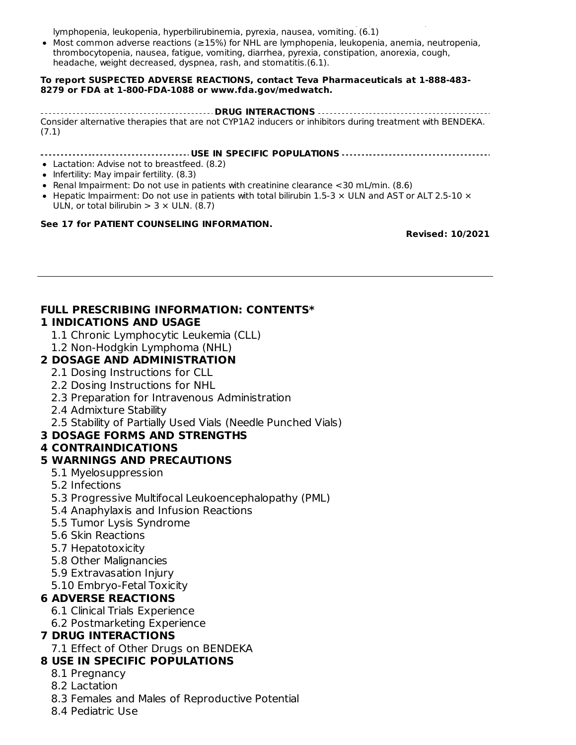lymphopenia, leukopenia, hyperbilirubinemia, pyrexia, nausea, vomiting. (6.1)

- Most common adverse reactions (≥15%) for NHL are lymphopenia, leukopenia, anemia, neutropenia, thrombocytopenia, nausea, fatigue, vomiting, diarrhea, pyrexia, constipation, anorexia, cough, headache, weight decreased, dyspnea, rash, and stomatitis.(6.1).

**To report SUSPECTED ADVERSE REACTIONS, contact Teva Pharmaceuticals at 1-888-483-8279 or FDA at 1-800-FDA-1088 or www.fda.gov/medwatch.**

**DRUG INTERACTIONS**

Consider alternative therapies that are not CYP1A2 inducers or inhibitors during treatment with BENDEKA. (7.1)

**USE IN SPECIFIC POPULATIONS**

- Lactation: Advise not to breastfeed. (8.2)
- Infertility: May impair fertility. (8.3)
- Renal Impairment: Do not use in patients with creatinine clearance <30 mL/min. (8.6)
- Hepatic Impairment: Do not use in patients with total bilirubin 1.5-3 × ULN and AST or ALT 2.5-10 × ULN, or total bilirubin > 3 × ULN. (8.7)

**See 17 for PATIENT COUNSELING INFORMATION.**

**Revised: 10/2021**

---

## FULL PRESCRIBING INFORMATION: CONTENTS*

### 1 INDICATIONS AND USAGE
- 1.1 Chronic Lymphocytic Leukemia (CLL)
- 1.2 Non-Hodgkin Lymphoma (NHL)

### 2 DOSAGE AND ADMINISTRATION
- 2.1 Dosing Instructions for CLL
- 2.2 Dosing Instructions for NHL
- 2.3 Preparation for Intravenous Administration
- 2.4 Admixture Stability
- 2.5 Stability of Partially Used Vials (Needle Punched Vials)

### 3 DOSAGE FORMS AND STRENGTHS

### 4 CONTRAINDICATIONS

### 5 WARNINGS AND PRECAUTIONS
- 5.1 Myelosuppression
- 5.2 Infections
- 5.3 Progressive Multifocal Leukoencephalopathy (PML)
- 5.4 Anaphylaxis and Infusion Reactions
- 5.5 Tumor Lysis Syndrome
- 5.6 Skin Reactions
- 5.7 Hepatotoxicity
- 5.8 Other Malignancies
- 5.9 Extravasation Injury
- 5.10 Embryo-Fetal Toxicity

### 6 ADVERSE REACTIONS
- 6.1 Clinical Trials Experience
- 6.2 Postmarketing Experience

### 7 DRUG INTERACTIONS
- 7.1 Effect of Other Drugs on BENDEKA

### 8 USE IN SPECIFIC POPULATIONS
- 8.1 Pregnancy
- 8.2 Lactation
- 8.3 Females and Males of Reproductive Potential
- 8.4 Pediatric Use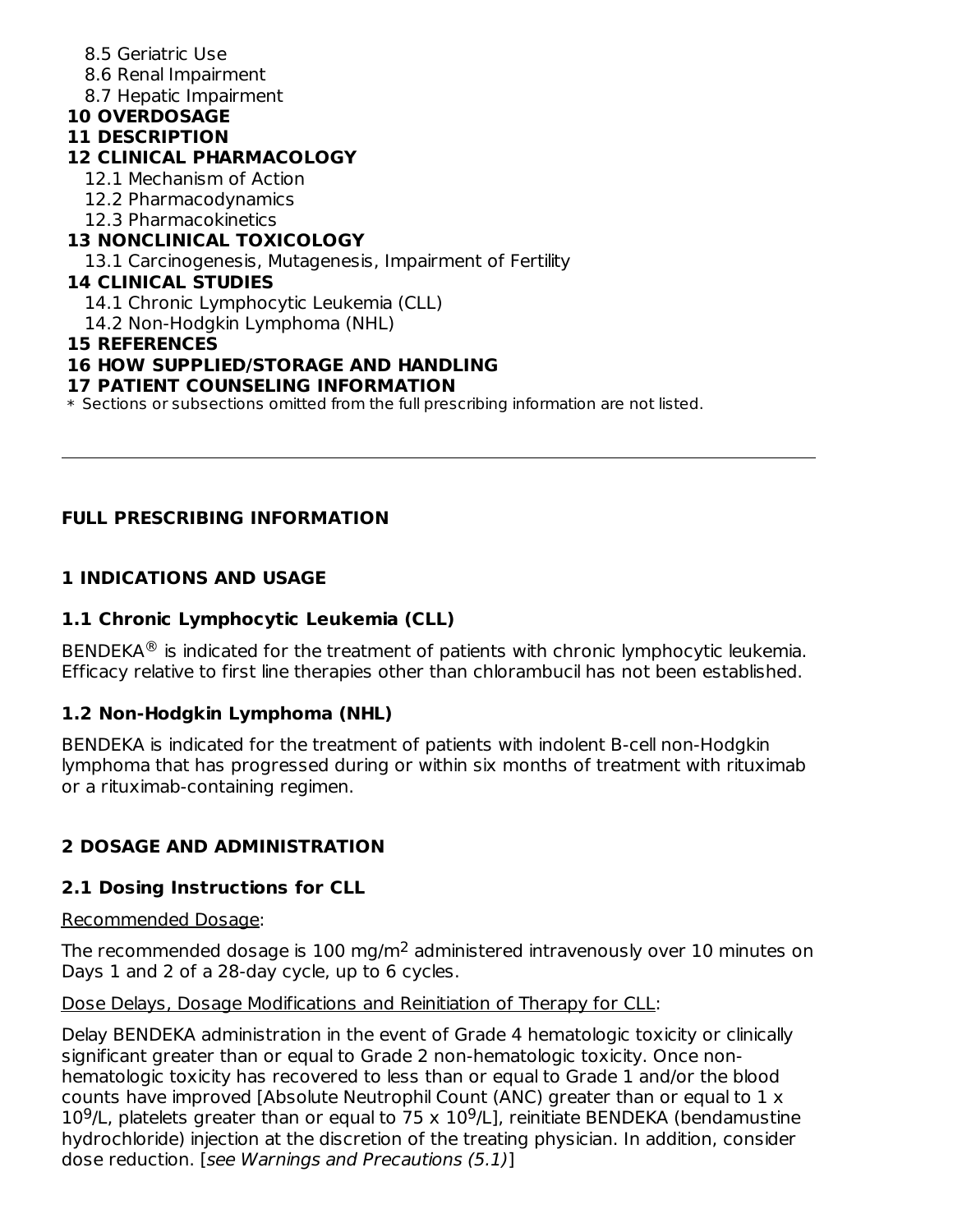8.5 Geriatric Use
8.6 Renal Impairment
8.7 Hepatic Impairment

**10 OVERDOSAGE**

**11 DESCRIPTION**

**12 CLINICAL PHARMACOLOGY**

12.1 Mechanism of Action
12.2 Pharmacodynamics
12.3 Pharmacokinetics

**13 NONCLINICAL TOXICOLOGY**

13.1 Carcinogenesis, Mutagenesis, Impairment of Fertility

**14 CLINICAL STUDIES**

14.1 Chronic Lymphocytic Leukemia (CLL)
14.2 Non-Hodgkin Lymphoma (NHL)

**15 REFERENCES**

**16 HOW SUPPLIED/STORAGE AND HANDLING**

**17 PATIENT COUNSELING INFORMATION**

* Sections or subsections omitted from the full prescribing information are not listed.

---

## FULL PRESCRIBING INFORMATION

## 1 INDICATIONS AND USAGE

### 1.1 Chronic Lymphocytic Leukemia (CLL)

BENDEKA® is indicated for the treatment of patients with chronic lymphocytic leukemia. Efficacy relative to first line therapies other than chlorambucil has not been established.

### 1.2 Non-Hodgkin Lymphoma (NHL)

BENDEKA is indicated for the treatment of patients with indolent B-cell non-Hodgkin lymphoma that has progressed during or within six months of treatment with rituximab or a rituximab-containing regimen.

## 2 DOSAGE AND ADMINISTRATION

### 2.1 Dosing Instructions for CLL

Recommended Dosage:

The recommended dosage is 100 mg/$m^2$ administered intravenously over 10 minutes on Days 1 and 2 of a 28-day cycle, up to 6 cycles.

Dose Delays, Dosage Modifications and Reinitiation of Therapy for CLL:

Delay BENDEKA administration in the event of Grade 4 hematologic toxicity or clinically significant greater than or equal to Grade 2 non-hematologic toxicity. Once non-hematologic toxicity has recovered to less than or equal to Grade 1 and/or the blood counts have improved [Absolute Neutrophil Count (ANC) greater than or equal to 1 x $10^9$/L, platelets greater than or equal to 75 x $10^9$/L], reinitiate BENDEKA (bendamustine hydrochloride) injection at the discretion of the treating physician. In addition, consider dose reduction. [*see Warnings and Precautions (5.1)*]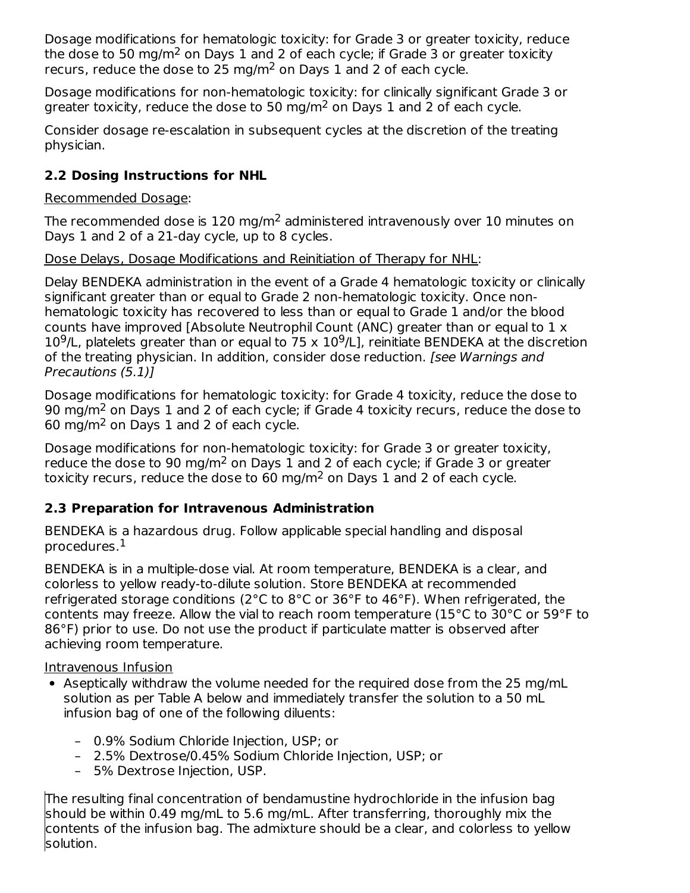Dosage modifications for hematologic toxicity: for Grade 3 or greater toxicity, reduce the dose to 50 mg/m$^2$ on Days 1 and 2 of each cycle; if Grade 3 or greater toxicity recurs, reduce the dose to 25 mg/m$^2$ on Days 1 and 2 of each cycle.

Dosage modifications for non-hematologic toxicity: for clinically significant Grade 3 or greater toxicity, reduce the dose to 50 mg/m$^2$ on Days 1 and 2 of each cycle.

Consider dosage re-escalation in subsequent cycles at the discretion of the treating physician.

### 2.2 Dosing Instructions for NHL

Recommended Dosage:

The recommended dose is 120 mg/m$^2$ administered intravenously over 10 minutes on Days 1 and 2 of a 21-day cycle, up to 8 cycles.

Dose Delays, Dosage Modifications and Reinitiation of Therapy for NHL:

Delay BENDEKA administration in the event of a Grade 4 hematologic toxicity or clinically significant greater than or equal to Grade 2 non-hematologic toxicity. Once non-hematologic toxicity has recovered to less than or equal to Grade 1 and/or the blood counts have improved [Absolute Neutrophil Count (ANC) greater than or equal to 1 x $10^9$/L, platelets greater than or equal to 75 x $10^9$/L], reinitiate BENDEKA at the discretion of the treating physician. In addition, consider dose reduction. *[see Warnings and Precautions (5.1)]*

Dosage modifications for hematologic toxicity: for Grade 4 toxicity, reduce the dose to 90 mg/m$^2$ on Days 1 and 2 of each cycle; if Grade 4 toxicity recurs, reduce the dose to 60 mg/m$^2$ on Days 1 and 2 of each cycle.

Dosage modifications for non-hematologic toxicity: for Grade 3 or greater toxicity, reduce the dose to 90 mg/m$^2$ on Days 1 and 2 of each cycle; if Grade 3 or greater toxicity recurs, reduce the dose to 60 mg/m$^2$ on Days 1 and 2 of each cycle.

### 2.3 Preparation for Intravenous Administration

BENDEKA is a hazardous drug. Follow applicable special handling and disposal procedures.[1]

BENDEKA is in a multiple-dose vial. At room temperature, BENDEKA is a clear, and colorless to yellow ready-to-dilute solution. Store BENDEKA at recommended refrigerated storage conditions (2°C to 8°C or 36°F to 46°F). When refrigerated, the contents may freeze. Allow the vial to reach room temperature (15°C to 30°C or 59°F to 86°F) prior to use. Do not use the product if particulate matter is observed after achieving room temperature.

Intravenous Infusion

- Aseptically withdraw the volume needed for the required dose from the 25 mg/mL solution as per Table A below and immediately transfer the solution to a 50 mL infusion bag of one of the following diluents:
  - 0.9% Sodium Chloride Injection, USP; or
  - 2.5% Dextrose/0.45% Sodium Chloride Injection, USP; or
  - 5% Dextrose Injection, USP.

The resulting final concentration of bendamustine hydrochloride in the infusion bag should be within 0.49 mg/mL to 5.6 mg/mL. After transferring, thoroughly mix the contents of the infusion bag. The admixture should be a clear, and colorless to yellow solution.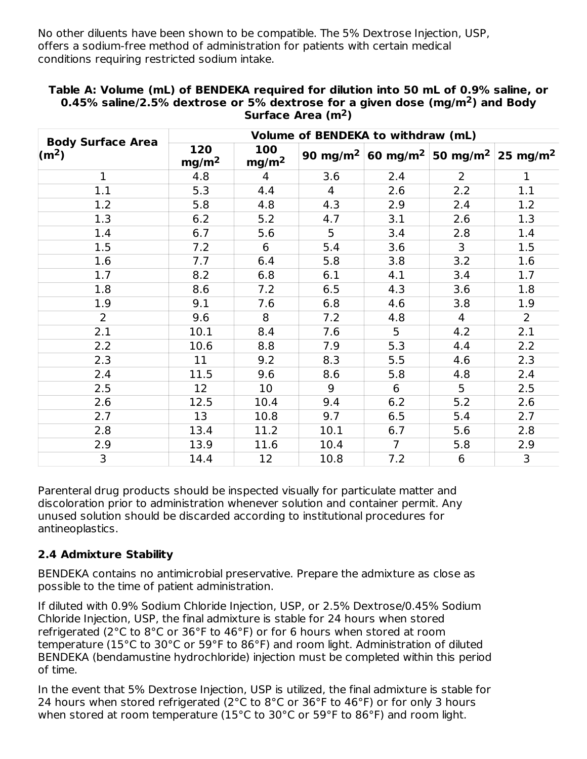No other diluents have been shown to be compatible. The 5% Dextrose Injection, USP, offers a sodium-free method of administration for patients with certain medical conditions requiring restricted sodium intake.

**Table A: Volume (mL) of BENDEKA required for dilution into 50 mL of 0.9% saline, or 0.45% saline/2.5% dextrose or 5% dextrose for a given dose (mg/m$^2$) and Body Surface Area (m$^2$)**

| Body Surface Area (m$^2$) | Volume of BENDEKA to withdraw (mL) | | | | | |
|---|---|---|---|---|---|---|
| | 120 mg/m$^2$ | 100 mg/m$^2$ | 90 mg/m$^2$ | 60 mg/m$^2$ | 50 mg/m$^2$ | 25 mg/m$^2$ |
| 1 | 4.8 | 4 | 3.6 | 2.4 | 2 | 1 |
| 1.1 | 5.3 | 4.4 | 4 | 2.6 | 2.2 | 1.1 |
| 1.2 | 5.8 | 4.8 | 4.3 | 2.9 | 2.4 | 1.2 |
| 1.3 | 6.2 | 5.2 | 4.7 | 3.1 | 2.6 | 1.3 |
| 1.4 | 6.7 | 5.6 | 5 | 3.4 | 2.8 | 1.4 |
| 1.5 | 7.2 | 6 | 5.4 | 3.6 | 3 | 1.5 |
| 1.6 | 7.7 | 6.4 | 5.8 | 3.8 | 3.2 | 1.6 |
| 1.7 | 8.2 | 6.8 | 6.1 | 4.1 | 3.4 | 1.7 |
| 1.8 | 8.6 | 7.2 | 6.5 | 4.3 | 3.6 | 1.8 |
| 1.9 | 9.1 | 7.6 | 6.8 | 4.6 | 3.8 | 1.9 |
| 2 | 9.6 | 8 | 7.2 | 4.8 | 4 | 2 |
| 2.1 | 10.1 | 8.4 | 7.6 | 5 | 4.2 | 2.1 |
| 2.2 | 10.6 | 8.8 | 7.9 | 5.3 | 4.4 | 2.2 |
| 2.3 | 11 | 9.2 | 8.3 | 5.5 | 4.6 | 2.3 |
| 2.4 | 11.5 | 9.6 | 8.6 | 5.8 | 4.8 | 2.4 |
| 2.5 | 12 | 10 | 9 | 6 | 5 | 2.5 |
| 2.6 | 12.5 | 10.4 | 9.4 | 6.2 | 5.2 | 2.6 |
| 2.7 | 13 | 10.8 | 9.7 | 6.5 | 5.4 | 2.7 |
| 2.8 | 13.4 | 11.2 | 10.1 | 6.7 | 5.6 | 2.8 |
| 2.9 | 13.9 | 11.6 | 10.4 | 7 | 5.8 | 2.9 |
| 3 | 14.4 | 12 | 10.8 | 7.2 | 6 | 3 |

Parenteral drug products should be inspected visually for particulate matter and discoloration prior to administration whenever solution and container permit. Any unused solution should be discarded according to institutional procedures for antineoplastics.

### 2.4 Admixture Stability

BENDEKA contains no antimicrobial preservative. Prepare the admixture as close as possible to the time of patient administration.

If diluted with 0.9% Sodium Chloride Injection, USP, or 2.5% Dextrose/0.45% Sodium Chloride Injection, USP, the final admixture is stable for 24 hours when stored refrigerated (2°C to 8°C or 36°F to 46°F) or for 6 hours when stored at room temperature (15°C to 30°C or 59°F to 86°F) and room light. Administration of diluted BENDEKA (bendamustine hydrochloride) injection must be completed within this period of time.

In the event that 5% Dextrose Injection, USP is utilized, the final admixture is stable for 24 hours when stored refrigerated (2°C to 8°C or 36°F to 46°F) or for only 3 hours when stored at room temperature (15°C to 30°C or 59°F to 86°F) and room light.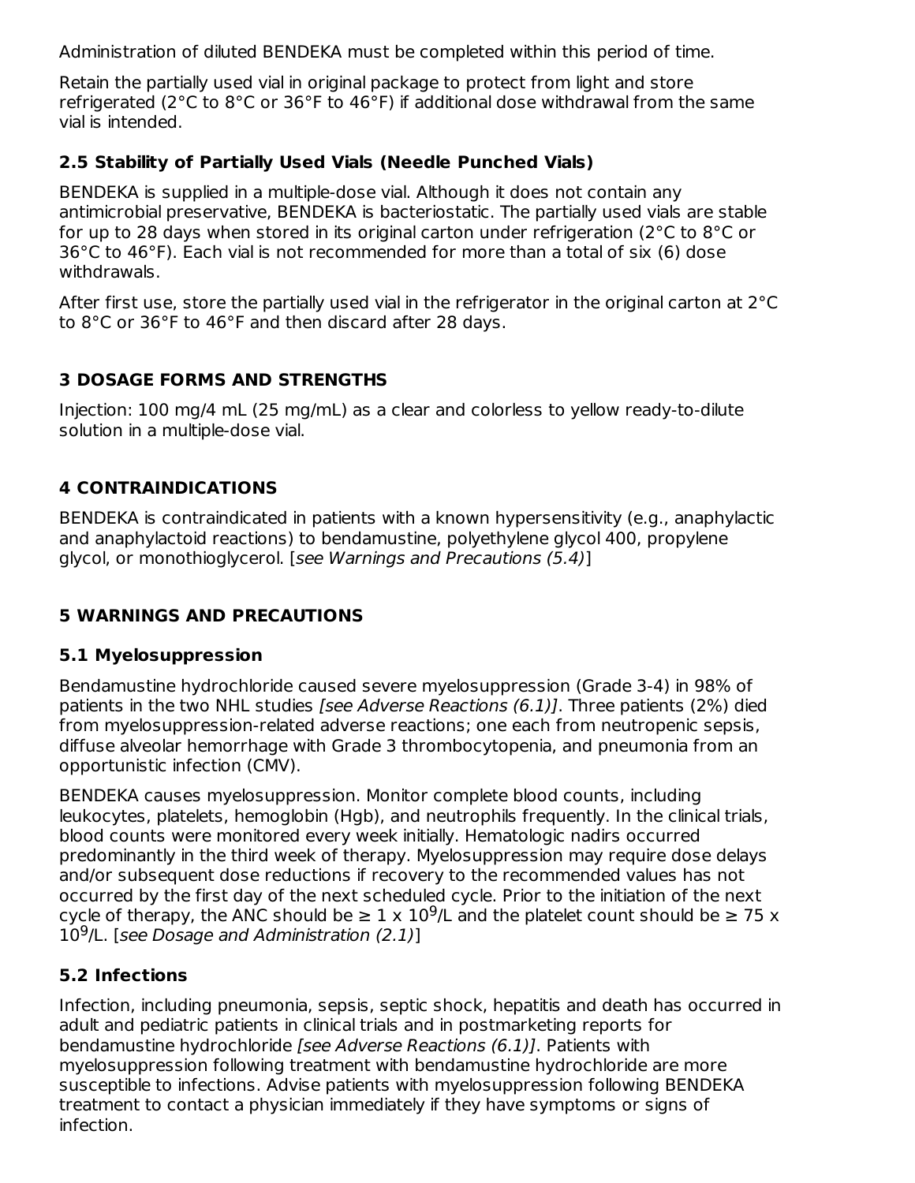Administration of diluted BENDEKA must be completed within this period of time.

Retain the partially used vial in original package to protect from light and store refrigerated (2°C to 8°C or 36°F to 46°F) if additional dose withdrawal from the same vial is intended.

### 2.5 Stability of Partially Used Vials (Needle Punched Vials)

BENDEKA is supplied in a multiple-dose vial. Although it does not contain any antimicrobial preservative, BENDEKA is bacteriostatic. The partially used vials are stable for up to 28 days when stored in its original carton under refrigeration (2°C to 8°C or 36°C to 46°F). Each vial is not recommended for more than a total of six (6) dose withdrawals.

After first use, store the partially used vial in the refrigerator in the original carton at 2°C to 8°C or 36°F to 46°F and then discard after 28 days.

## 3 DOSAGE FORMS AND STRENGTHS

Injection: 100 mg/4 mL (25 mg/mL) as a clear and colorless to yellow ready-to-dilute solution in a multiple-dose vial.

## 4 CONTRAINDICATIONS

BENDEKA is contraindicated in patients with a known hypersensitivity (e.g., anaphylactic and anaphylactoid reactions) to bendamustine, polyethylene glycol 400, propylene glycol, or monothioglycerol. [*see Warnings and Precautions (5.4)*]

## 5 WARNINGS AND PRECAUTIONS

### 5.1 Myelosuppression

Bendamustine hydrochloride caused severe myelosuppression (Grade 3-4) in 98% of patients in the two NHL studies *[see Adverse Reactions (6.1)]*. Three patients (2%) died from myelosuppression-related adverse reactions; one each from neutropenic sepsis, diffuse alveolar hemorrhage with Grade 3 thrombocytopenia, and pneumonia from an opportunistic infection (CMV).

BENDEKA causes myelosuppression. Monitor complete blood counts, including leukocytes, platelets, hemoglobin (Hgb), and neutrophils frequently. In the clinical trials, blood counts were monitored every week initially. Hematologic nadirs occurred predominantly in the third week of therapy. Myelosuppression may require dose delays and/or subsequent dose reductions if recovery to the recommended values has not occurred by the first day of the next scheduled cycle. Prior to the initiation of the next cycle of therapy, the ANC should be $\geq 1 \times 10^9$/L and the platelet count should be $\geq 75 \times 10^9$/L. [*see Dosage and Administration (2.1)*]

### 5.2 Infections

Infection, including pneumonia, sepsis, septic shock, hepatitis and death has occurred in adult and pediatric patients in clinical trials and in postmarketing reports for bendamustine hydrochloride *[see Adverse Reactions (6.1)]*. Patients with myelosuppression following treatment with bendamustine hydrochloride are more susceptible to infections. Advise patients with myelosuppression following BENDEKA treatment to contact a physician immediately if they have symptoms or signs of infection.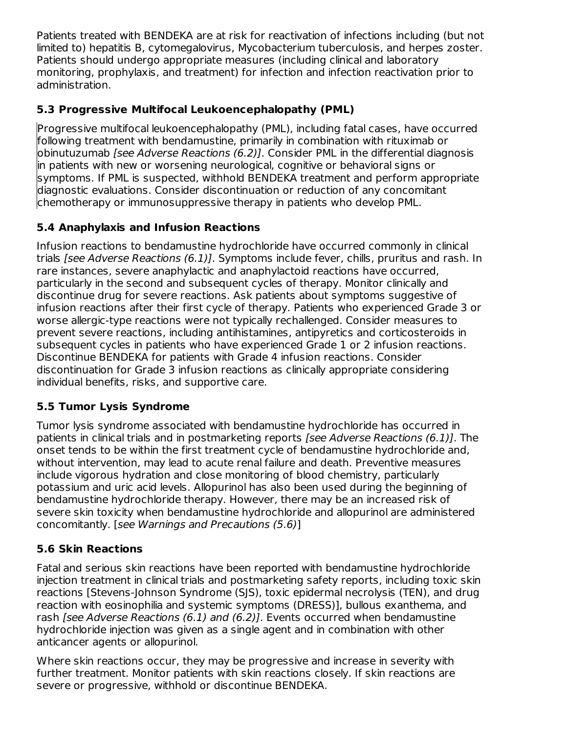Patients treated with BENDEKA are at risk for reactivation of infections including (but not limited to) hepatitis B, cytomegalovirus, Mycobacterium tuberculosis, and herpes zoster. Patients should undergo appropriate measures (including clinical and laboratory monitoring, prophylaxis, and treatment) for infection and infection reactivation prior to administration.

### 5.3 Progressive Multifocal Leukoencephalopathy (PML)

Progressive multifocal leukoencephalopathy (PML), including fatal cases, have occurred following treatment with bendamustine, primarily in combination with rituximab or obinutuzumab *[see Adverse Reactions (6.2)]*. Consider PML in the differential diagnosis in patients with new or worsening neurological, cognitive or behavioral signs or symptoms. If PML is suspected, withhold BENDEKA treatment and perform appropriate diagnostic evaluations. Consider discontinuation or reduction of any concomitant chemotherapy or immunosuppressive therapy in patients who develop PML.

### 5.4 Anaphylaxis and Infusion Reactions

Infusion reactions to bendamustine hydrochloride have occurred commonly in clinical trials *[see Adverse Reactions (6.1)]*. Symptoms include fever, chills, pruritus and rash. In rare instances, severe anaphylactic and anaphylactoid reactions have occurred, particularly in the second and subsequent cycles of therapy. Monitor clinically and discontinue drug for severe reactions. Ask patients about symptoms suggestive of infusion reactions after their first cycle of therapy. Patients who experienced Grade 3 or worse allergic-type reactions were not typically rechallenged. Consider measures to prevent severe reactions, including antihistamines, antipyretics and corticosteroids in subsequent cycles in patients who have experienced Grade 1 or 2 infusion reactions. Discontinue BENDEKA for patients with Grade 4 infusion reactions. Consider discontinuation for Grade 3 infusion reactions as clinically appropriate considering individual benefits, risks, and supportive care.

### 5.5 Tumor Lysis Syndrome

Tumor lysis syndrome associated with bendamustine hydrochloride has occurred in patients in clinical trials and in postmarketing reports *[see Adverse Reactions (6.1)]*. The onset tends to be within the first treatment cycle of bendamustine hydrochloride and, without intervention, may lead to acute renal failure and death. Preventive measures include vigorous hydration and close monitoring of blood chemistry, particularly potassium and uric acid levels. Allopurinol has also been used during the beginning of bendamustine hydrochloride therapy. However, there may be an increased risk of severe skin toxicity when bendamustine hydrochloride and allopurinol are administered concomitantly. [*see Warnings and Precautions (5.6)*]

### 5.6 Skin Reactions

Fatal and serious skin reactions have been reported with bendamustine hydrochloride injection treatment in clinical trials and postmarketing safety reports, including toxic skin reactions [Stevens-Johnson Syndrome (SJS), toxic epidermal necrolysis (TEN), and drug reaction with eosinophilia and systemic symptoms (DRESS)], bullous exanthema, and rash *[see Adverse Reactions (6.1) and (6.2)]*. Events occurred when bendamustine hydrochloride injection was given as a single agent and in combination with other anticancer agents or allopurinol.

Where skin reactions occur, they may be progressive and increase in severity with further treatment. Monitor patients with skin reactions closely. If skin reactions are severe or progressive, withhold or discontinue BENDEKA.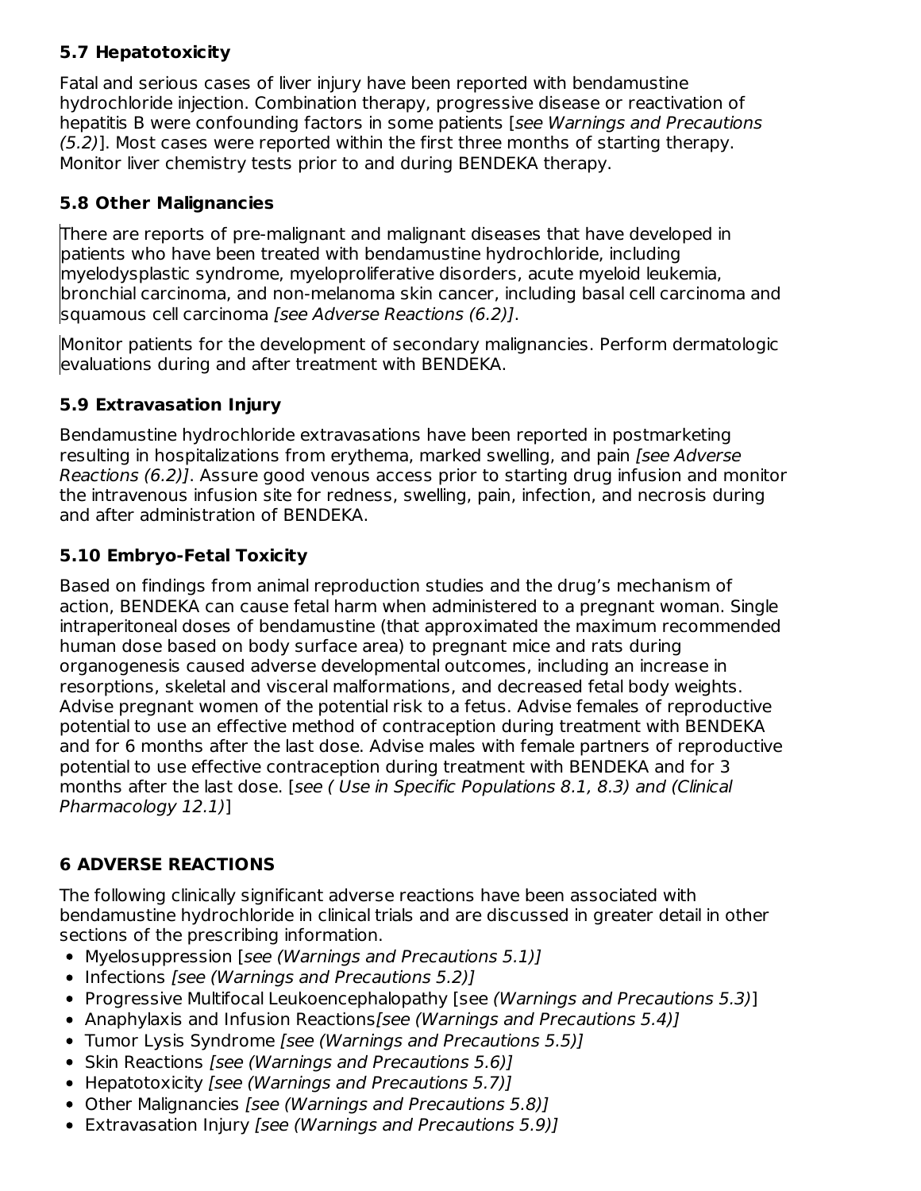### 5.7 Hepatotoxicity

Fatal and serious cases of liver injury have been reported with bendamustine hydrochloride injection. Combination therapy, progressive disease or reactivation of hepatitis B were confounding factors in some patients [*see Warnings and Precautions (5.2)*]. Most cases were reported within the first three months of starting therapy. Monitor liver chemistry tests prior to and during BENDEKA therapy.

### 5.8 Other Malignancies

There are reports of pre-malignant and malignant diseases that have developed in patients who have been treated with bendamustine hydrochloride, including myelodysplastic syndrome, myeloproliferative disorders, acute myeloid leukemia, bronchial carcinoma, and non-melanoma skin cancer, including basal cell carcinoma and squamous cell carcinoma *[see Adverse Reactions (6.2)]*.

Monitor patients for the development of secondary malignancies. Perform dermatologic evaluations during and after treatment with BENDEKA.

### 5.9 Extravasation Injury

Bendamustine hydrochloride extravasations have been reported in postmarketing resulting in hospitalizations from erythema, marked swelling, and pain *[see Adverse Reactions (6.2)]*. Assure good venous access prior to starting drug infusion and monitor the intravenous infusion site for redness, swelling, pain, infection, and necrosis during and after administration of BENDEKA.

### 5.10 Embryo-Fetal Toxicity

Based on findings from animal reproduction studies and the drug's mechanism of action, BENDEKA can cause fetal harm when administered to a pregnant woman. Single intraperitoneal doses of bendamustine (that approximated the maximum recommended human dose based on body surface area) to pregnant mice and rats during organogenesis caused adverse developmental outcomes, including an increase in resorptions, skeletal and visceral malformations, and decreased fetal body weights. Advise pregnant women of the potential risk to a fetus. Advise females of reproductive potential to use an effective method of contraception during treatment with BENDEKA and for 6 months after the last dose. Advise males with female partners of reproductive potential to use effective contraception during treatment with BENDEKA and for 3 months after the last dose. [*see ( Use in Specific Populations 8.1, 8.3) and (Clinical Pharmacology 12.1)*]

## 6 ADVERSE REACTIONS

The following clinically significant adverse reactions have been associated with bendamustine hydrochloride in clinical trials and are discussed in greater detail in other sections of the prescribing information.

- Myelosuppression [*see (Warnings and Precautions 5.1)]*
- Infections *[see (Warnings and Precautions 5.2)]*
- Progressive Multifocal Leukoencephalopathy [see *(Warnings and Precautions 5.3)*]
- Anaphylaxis and Infusion Reactions*[see (Warnings and Precautions 5.4)]*
- Tumor Lysis Syndrome *[see (Warnings and Precautions 5.5)]*
- Skin Reactions *[see (Warnings and Precautions 5.6)]*
- Hepatotoxicity *[see (Warnings and Precautions 5.7)]*
- Other Malignancies *[see (Warnings and Precautions 5.8)]*
- Extravasation Injury *[see (Warnings and Precautions 5.9)]*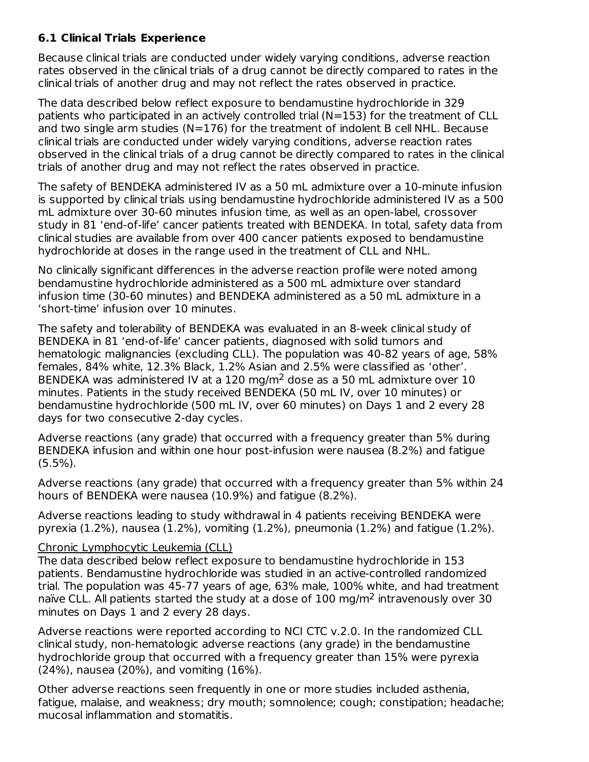### 6.1 Clinical Trials Experience

Because clinical trials are conducted under widely varying conditions, adverse reaction rates observed in the clinical trials of a drug cannot be directly compared to rates in the clinical trials of another drug and may not reflect the rates observed in practice.

The data described below reflect exposure to bendamustine hydrochloride in 329 patients who participated in an actively controlled trial (N=153) for the treatment of CLL and two single arm studies (N=176) for the treatment of indolent B cell NHL. Because clinical trials are conducted under widely varying conditions, adverse reaction rates observed in the clinical trials of a drug cannot be directly compared to rates in the clinical trials of another drug and may not reflect the rates observed in practice.

The safety of BENDEKA administered IV as a 50 mL admixture over a 10-minute infusion is supported by clinical trials using bendamustine hydrochloride administered IV as a 500 mL admixture over 30-60 minutes infusion time, as well as an open-label, crossover study in 81 'end-of-life' cancer patients treated with BENDEKA. In total, safety data from clinical studies are available from over 400 cancer patients exposed to bendamustine hydrochloride at doses in the range used in the treatment of CLL and NHL.

No clinically significant differences in the adverse reaction profile were noted among bendamustine hydrochloride administered as a 500 mL admixture over standard infusion time (30-60 minutes) and BENDEKA administered as a 50 mL admixture in a 'short-time' infusion over 10 minutes.

The safety and tolerability of BENDEKA was evaluated in an 8-week clinical study of BENDEKA in 81 'end-of-life' cancer patients, diagnosed with solid tumors and hematologic malignancies (excluding CLL). The population was 40-82 years of age, 58% females, 84% white, 12.3% Black, 1.2% Asian and 2.5% were classified as 'other'. BENDEKA was administered IV at a 120 mg/m$^2$ dose as a 50 mL admixture over 10 minutes. Patients in the study received BENDEKA (50 mL IV, over 10 minutes) or bendamustine hydrochloride (500 mL IV, over 60 minutes) on Days 1 and 2 every 28 days for two consecutive 2-day cycles.

Adverse reactions (any grade) that occurred with a frequency greater than 5% during BENDEKA infusion and within one hour post-infusion were nausea (8.2%) and fatigue (5.5%).

Adverse reactions (any grade) that occurred with a frequency greater than 5% within 24 hours of BENDEKA were nausea (10.9%) and fatigue (8.2%).

Adverse reactions leading to study withdrawal in 4 patients receiving BENDEKA were pyrexia (1.2%), nausea (1.2%), vomiting (1.2%), pneumonia (1.2%) and fatigue (1.2%).

Chronic Lymphocytic Leukemia (CLL)

The data described below reflect exposure to bendamustine hydrochloride in 153 patients. Bendamustine hydrochloride was studied in an active-controlled randomized trial. The population was 45-77 years of age, 63% male, 100% white, and had treatment naïve CLL. All patients started the study at a dose of 100 mg/m$^2$ intravenously over 30 minutes on Days 1 and 2 every 28 days.

Adverse reactions were reported according to NCI CTC v.2.0. In the randomized CLL clinical study, non-hematologic adverse reactions (any grade) in the bendamustine hydrochloride group that occurred with a frequency greater than 15% were pyrexia (24%), nausea (20%), and vomiting (16%).

Other adverse reactions seen frequently in one or more studies included asthenia, fatigue, malaise, and weakness; dry mouth; somnolence; cough; constipation; headache; mucosal inflammation and stomatitis.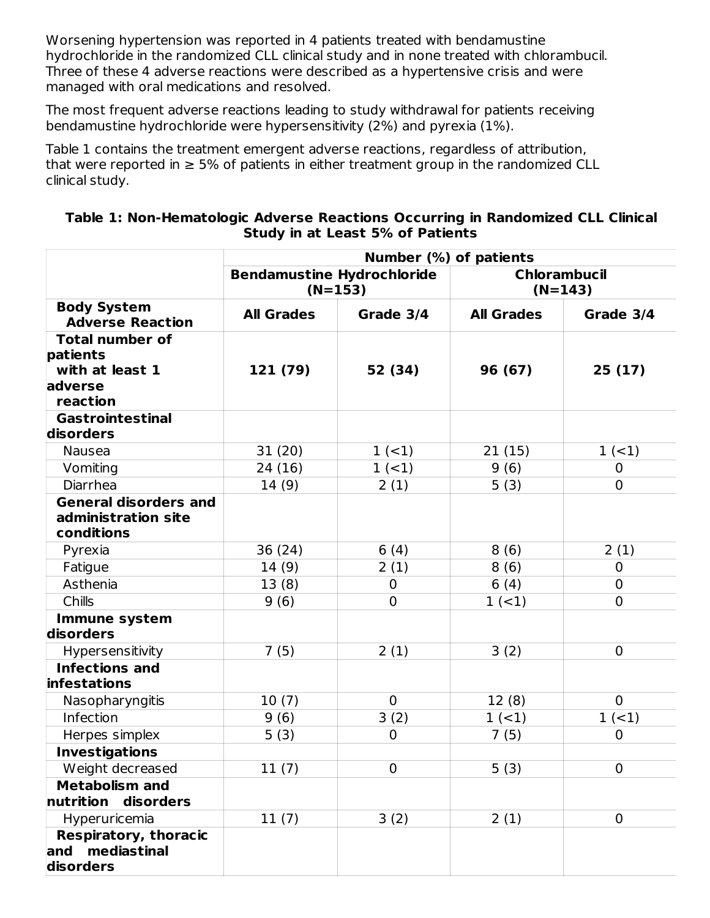Worsening hypertension was reported in 4 patients treated with bendamustine hydrochloride in the randomized CLL clinical study and in none treated with chlorambucil. Three of these 4 adverse reactions were described as a hypertensive crisis and were managed with oral medications and resolved.

The most frequent adverse reactions leading to study withdrawal for patients receiving bendamustine hydrochloride were hypersensitivity (2%) and pyrexia (1%).

Table 1 contains the treatment emergent adverse reactions, regardless of attribution, that were reported in ≥ 5% of patients in either treatment group in the randomized CLL clinical study.

**Table 1: Non-Hematologic Adverse Reactions Occurring in Randomized CLL Clinical Study in at Least 5% of Patients**

| | **Number (%) of patients** | | | |
|---|---|---|---|---|
| | **Bendamustine Hydrochloride (N=153)** | | **Chlorambucil (N=143)** | |
| **Body System Adverse Reaction** | **All Grades** | **Grade 3/4** | **All Grades** | **Grade 3/4** |
| **Total number of patients with at least 1 adverse reaction** | **121 (79)** | **52 (34)** | **96 (67)** | **25 (17)** |
| **Gastrointestinal disorders** | | | | |
| Nausea | 31 (20) | 1 (<1) | 21 (15) | 1 (<1) |
| Vomiting | 24 (16) | 1 (<1) | 9 (6) | 0 |
| Diarrhea | 14 (9) | 2 (1) | 5 (3) | 0 |
| **General disorders and administration site conditions** | | | | |
| Pyrexia | 36 (24) | 6 (4) | 8 (6) | 2 (1) |
| Fatigue | 14 (9) | 2 (1) | 8 (6) | 0 |
| Asthenia | 13 (8) | 0 | 6 (4) | 0 |
| Chills | 9 (6) | 0 | 1 (<1) | 0 |
| **Immune system disorders** | | | | |
| Hypersensitivity | 7 (5) | 2 (1) | 3 (2) | 0 |
| **Infections and infestations** | | | | |
| Nasopharyngitis | 10 (7) | 0 | 12 (8) | 0 |
| Infection | 9 (6) | 3 (2) | 1 (<1) | 1 (<1) |
| Herpes simplex | 5 (3) | 0 | 7 (5) | 0 |
| **Investigations** | | | | |
| Weight decreased | 11 (7) | 0 | 5 (3) | 0 |
| **Metabolism and nutrition disorders** | | | | |
| Hyperuricemia | 11 (7) | 3 (2) | 2 (1) | 0 |
| **Respiratory, thoracic and mediastinal disorders** | | | | |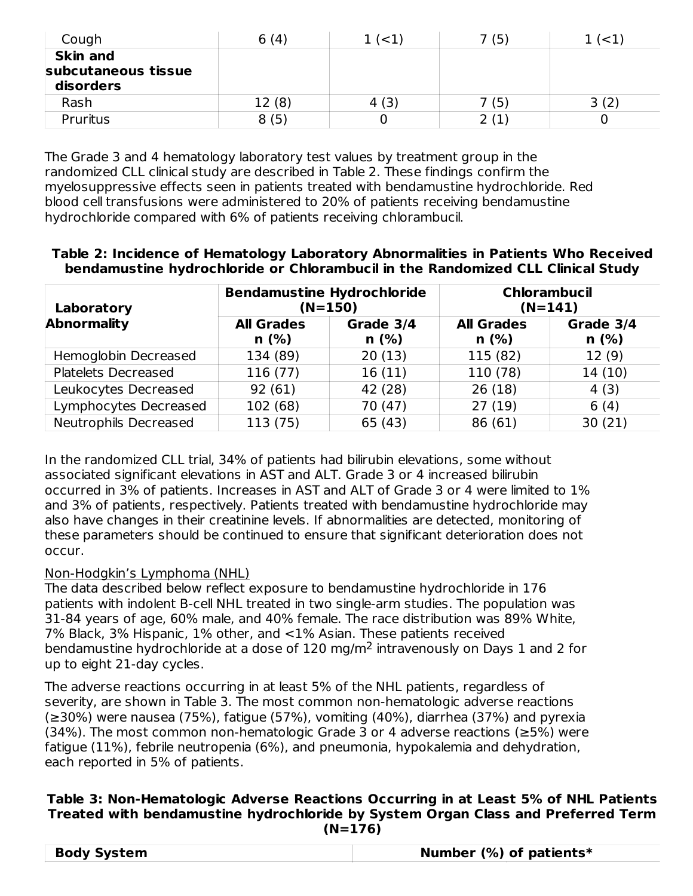| | | | | |
|---|---|---|---|---|
| Cough | 6 (4) | 1 (<1) | 7 (5) | 1 (<1) |
| **Skin and subcutaneous tissue disorders** | | | | |
| Rash | 12 (8) | 4 (3) | 7 (5) | 3 (2) |
| Pruritus | 8 (5) | 0 | 2 (1) | 0 |

The Grade 3 and 4 hematology laboratory test values by treatment group in the randomized CLL clinical study are described in Table 2. These findings confirm the myelosuppressive effects seen in patients treated with bendamustine hydrochloride. Red blood cell transfusions were administered to 20% of patients receiving bendamustine hydrochloride compared with 6% of patients receiving chlorambucil.

**Table 2: Incidence of Hematology Laboratory Abnormalities in Patients Who Received bendamustine hydrochloride or Chlorambucil in the Randomized CLL Clinical Study**

| Laboratory Abnormality | Bendamustine Hydrochloride (N=150) | | Chlorambucil (N=141) | |
|---|---|---|---|---|
| | All Grades n (%) | Grade 3/4 n (%) | All Grades n (%) | Grade 3/4 n (%) |
| Hemoglobin Decreased | 134 (89) | 20 (13) | 115 (82) | 12 (9) |
| Platelets Decreased | 116 (77) | 16 (11) | 110 (78) | 14 (10) |
| Leukocytes Decreased | 92 (61) | 42 (28) | 26 (18) | 4 (3) |
| Lymphocytes Decreased | 102 (68) | 70 (47) | 27 (19) | 6 (4) |
| Neutrophils Decreased | 113 (75) | 65 (43) | 86 (61) | 30 (21) |

In the randomized CLL trial, 34% of patients had bilirubin elevations, some without associated significant elevations in AST and ALT. Grade 3 or 4 increased bilirubin occurred in 3% of patients. Increases in AST and ALT of Grade 3 or 4 were limited to 1% and 3% of patients, respectively. Patients treated with bendamustine hydrochloride may also have changes in their creatinine levels. If abnormalities are detected, monitoring of these parameters should be continued to ensure that significant deterioration does not occur.

Non-Hodgkin's Lymphoma (NHL)

The data described below reflect exposure to bendamustine hydrochloride in 176 patients with indolent B-cell NHL treated in two single-arm studies. The population was 31-84 years of age, 60% male, and 40% female. The race distribution was 89% White, 7% Black, 3% Hispanic, 1% other, and <1% Asian. These patients received bendamustine hydrochloride at a dose of 120 mg/m$^2$ intravenously on Days 1 and 2 for up to eight 21-day cycles.

The adverse reactions occurring in at least 5% of the NHL patients, regardless of severity, are shown in Table 3. The most common non-hematologic adverse reactions (≥30%) were nausea (75%), fatigue (57%), vomiting (40%), diarrhea (37%) and pyrexia (34%). The most common non-hematologic Grade 3 or 4 adverse reactions (≥5%) were fatigue (11%), febrile neutropenia (6%), and pneumonia, hypokalemia and dehydration, each reported in 5% of patients.

**Table 3: Non-Hematologic Adverse Reactions Occurring in at Least 5% of NHL Patients Treated with bendamustine hydrochloride by System Organ Class and Preferred Term (N=176)**

| Body System | Number (%) of patients* |
|---|---|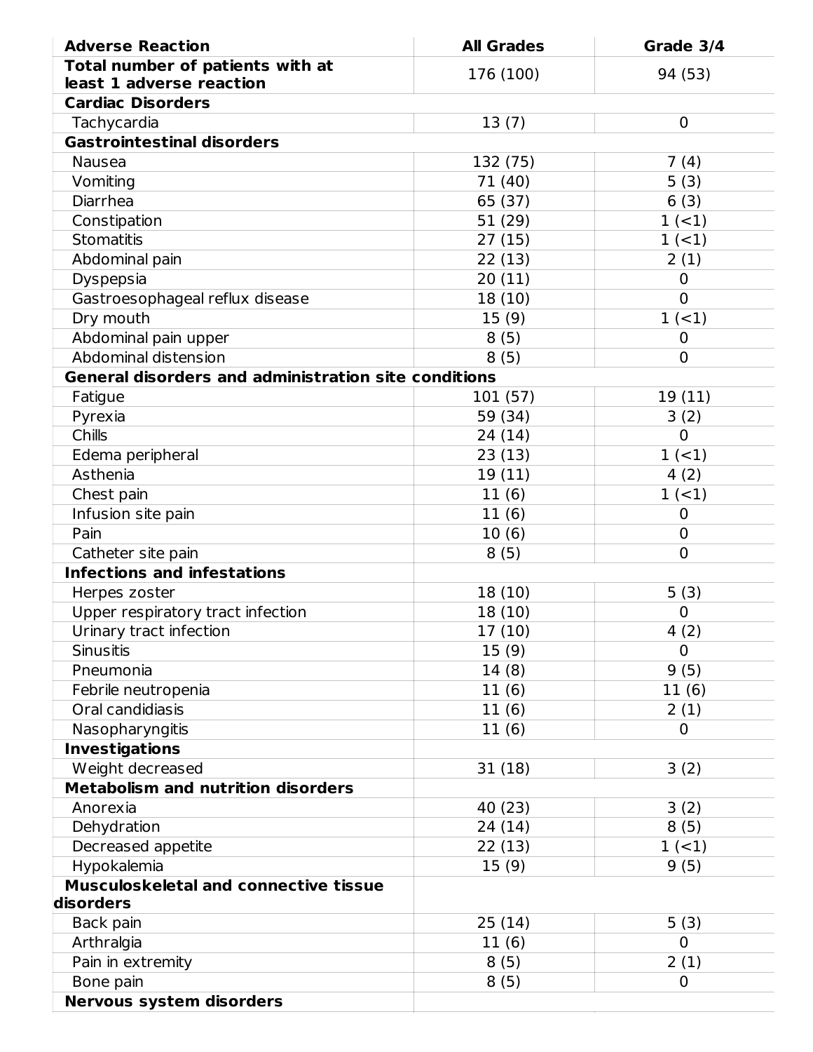| Adverse Reaction | All Grades | Grade 3/4 |
|---|---|---|
| **Total number of patients with at least 1 adverse reaction** | 176 (100) | 94 (53) |
| **Cardiac Disorders** | | |
| Tachycardia | 13 (7) | 0 |
| **Gastrointestinal disorders** | | |
| Nausea | 132 (75) | 7 (4) |
| Vomiting | 71 (40) | 5 (3) |
| Diarrhea | 65 (37) | 6 (3) |
| Constipation | 51 (29) | 1 (<1) |
| Stomatitis | 27 (15) | 1 (<1) |
| Abdominal pain | 22 (13) | 2 (1) |
| Dyspepsia | 20 (11) | 0 |
| Gastroesophageal reflux disease | 18 (10) | 0 |
| Dry mouth | 15 (9) | 1 (<1) |
| Abdominal pain upper | 8 (5) | 0 |
| Abdominal distension | 8 (5) | 0 |
| **General disorders and administration site conditions** | | |
| Fatigue | 101 (57) | 19 (11) |
| Pyrexia | 59 (34) | 3 (2) |
| Chills | 24 (14) | 0 |
| Edema peripheral | 23 (13) | 1 (<1) |
| Asthenia | 19 (11) | 4 (2) |
| Chest pain | 11 (6) | 1 (<1) |
| Infusion site pain | 11 (6) | 0 |
| Pain | 10 (6) | 0 |
| Catheter site pain | 8 (5) | 0 |
| **Infections and infestations** | | |
| Herpes zoster | 18 (10) | 5 (3) |
| Upper respiratory tract infection | 18 (10) | 0 |
| Urinary tract infection | 17 (10) | 4 (2) |
| Sinusitis | 15 (9) | 0 |
| Pneumonia | 14 (8) | 9 (5) |
| Febrile neutropenia | 11 (6) | 11 (6) |
| Oral candidiasis | 11 (6) | 2 (1) |
| Nasopharyngitis | 11 (6) | 0 |
| **Investigations** | | |
| Weight decreased | 31 (18) | 3 (2) |
| **Metabolism and nutrition disorders** | | |
| Anorexia | 40 (23) | 3 (2) |
| Dehydration | 24 (14) | 8 (5) |
| Decreased appetite | 22 (13) | 1 (<1) |
| Hypokalemia | 15 (9) | 9 (5) |
| **Musculoskeletal and connective tissue disorders** | | |
| Back pain | 25 (14) | 5 (3) |
| Arthralgia | 11 (6) | 0 |
| Pain in extremity | 8 (5) | 2 (1) |
| Bone pain | 8 (5) | 0 |
| **Nervous system disorders** | | |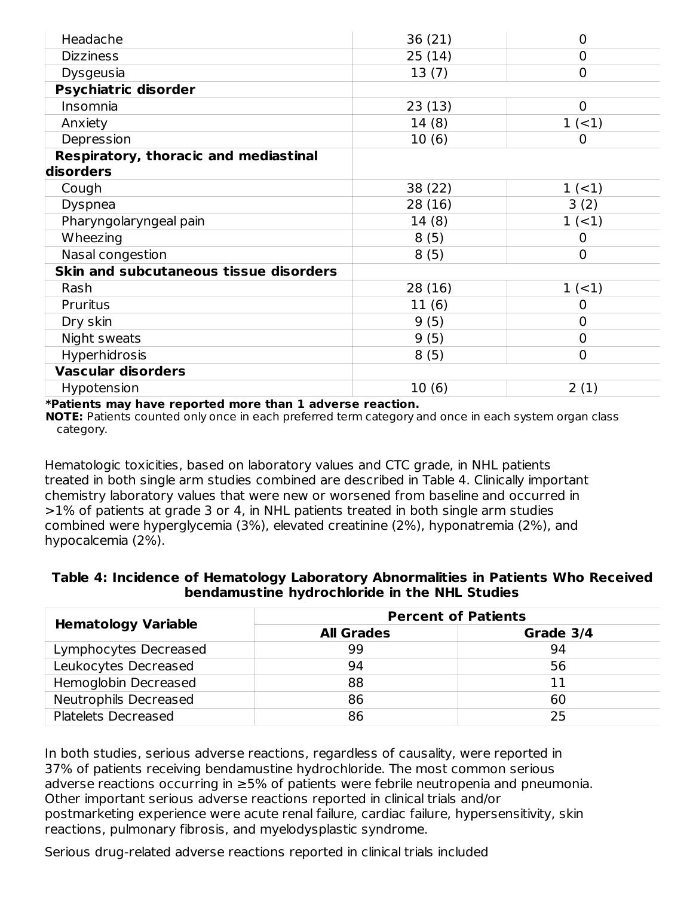| | | |
|---|---|---|
| Headache | 36 (21) | 0 |
| Dizziness | 25 (14) | 0 |
| Dysgeusia | 13 (7) | 0 |
| **Psychiatric disorder** | | |
| Insomnia | 23 (13) | 0 |
| Anxiety | 14 (8) | 1 (<1) |
| Depression | 10 (6) | 0 |
| **Respiratory, thoracic and mediastinal disorders** | | |
| Cough | 38 (22) | 1 (<1) |
| Dyspnea | 28 (16) | 3 (2) |
| Pharyngolaryngeal pain | 14 (8) | 1 (<1) |
| Wheezing | 8 (5) | 0 |
| Nasal congestion | 8 (5) | 0 |
| **Skin and subcutaneous tissue disorders** | | |
| Rash | 28 (16) | 1 (<1) |
| Pruritus | 11 (6) | 0 |
| Dry skin | 9 (5) | 0 |
| Night sweats | 9 (5) | 0 |
| Hyperhidrosis | 8 (5) | 0 |
| **Vascular disorders** | | |
| Hypotension | 10 (6) | 2 (1) |

**\*Patients may have reported more than 1 adverse reaction.**

**NOTE:** Patients counted only once in each preferred term category and once in each system organ class category.

Hematologic toxicities, based on laboratory values and CTC grade, in NHL patients treated in both single arm studies combined are described in Table 4. Clinically important chemistry laboratory values that were new or worsened from baseline and occurred in >1% of patients at grade 3 or 4, in NHL patients treated in both single arm studies combined were hyperglycemia (3%), elevated creatinine (2%), hyponatremia (2%), and hypocalcemia (2%).

**Table 4: Incidence of Hematology Laboratory Abnormalities in Patients Who Received bendamustine hydrochloride in the NHL Studies**

| Hematology Variable | Percent of Patients | |
|---|---|---|
| | **All Grades** | **Grade 3/4** |
| Lymphocytes Decreased | 99 | 94 |
| Leukocytes Decreased | 94 | 56 |
| Hemoglobin Decreased | 88 | 11 |
| Neutrophils Decreased | 86 | 60 |
| Platelets Decreased | 86 | 25 |

In both studies, serious adverse reactions, regardless of causality, were reported in 37% of patients receiving bendamustine hydrochloride. The most common serious adverse reactions occurring in ≥5% of patients were febrile neutropenia and pneumonia. Other important serious adverse reactions reported in clinical trials and/or postmarketing experience were acute renal failure, cardiac failure, hypersensitivity, skin reactions, pulmonary fibrosis, and myelodysplastic syndrome.

Serious drug-related adverse reactions reported in clinical trials included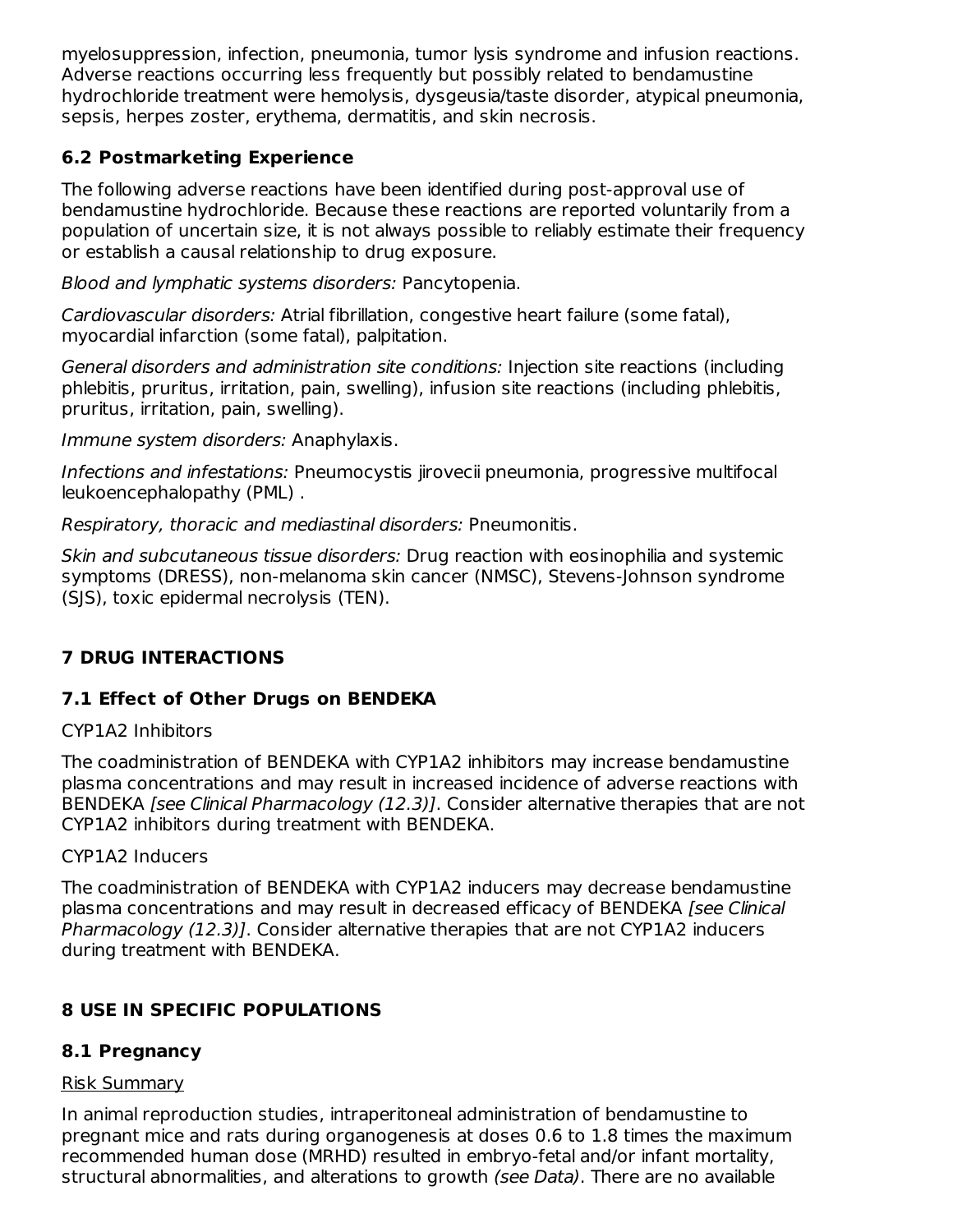myelosuppression, infection, pneumonia, tumor lysis syndrome and infusion reactions. Adverse reactions occurring less frequently but possibly related to bendamustine hydrochloride treatment were hemolysis, dysgeusia/taste disorder, atypical pneumonia, sepsis, herpes zoster, erythema, dermatitis, and skin necrosis.

### 6.2 Postmarketing Experience

The following adverse reactions have been identified during post-approval use of bendamustine hydrochloride. Because these reactions are reported voluntarily from a population of uncertain size, it is not always possible to reliably estimate their frequency or establish a causal relationship to drug exposure.

*Blood and lymphatic systems disorders:* Pancytopenia.

*Cardiovascular disorders:* Atrial fibrillation, congestive heart failure (some fatal), myocardial infarction (some fatal), palpitation.

*General disorders and administration site conditions:* Injection site reactions (including phlebitis, pruritus, irritation, pain, swelling), infusion site reactions (including phlebitis, pruritus, irritation, pain, swelling).

*Immune system disorders:* Anaphylaxis.

*Infections and infestations:* Pneumocystis jirovecii pneumonia, progressive multifocal leukoencephalopathy (PML) .

*Respiratory, thoracic and mediastinal disorders:* Pneumonitis.

*Skin and subcutaneous tissue disorders:* Drug reaction with eosinophilia and systemic symptoms (DRESS), non-melanoma skin cancer (NMSC), Stevens-Johnson syndrome (SJS), toxic epidermal necrolysis (TEN).

## 7 DRUG INTERACTIONS

### 7.1 Effect of Other Drugs on BENDEKA

CYP1A2 Inhibitors

The coadministration of BENDEKA with CYP1A2 inhibitors may increase bendamustine plasma concentrations and may result in increased incidence of adverse reactions with BENDEKA *[see Clinical Pharmacology (12.3)]*. Consider alternative therapies that are not CYP1A2 inhibitors during treatment with BENDEKA.

CYP1A2 Inducers

The coadministration of BENDEKA with CYP1A2 inducers may decrease bendamustine plasma concentrations and may result in decreased efficacy of BENDEKA *[see Clinical Pharmacology (12.3)]*. Consider alternative therapies that are not CYP1A2 inducers during treatment with BENDEKA.

## 8 USE IN SPECIFIC POPULATIONS

### 8.1 Pregnancy

Risk Summary

In animal reproduction studies, intraperitoneal administration of bendamustine to pregnant mice and rats during organogenesis at doses 0.6 to 1.8 times the maximum recommended human dose (MRHD) resulted in embryo-fetal and/or infant mortality, structural abnormalities, and alterations to growth *(see Data)*. There are no available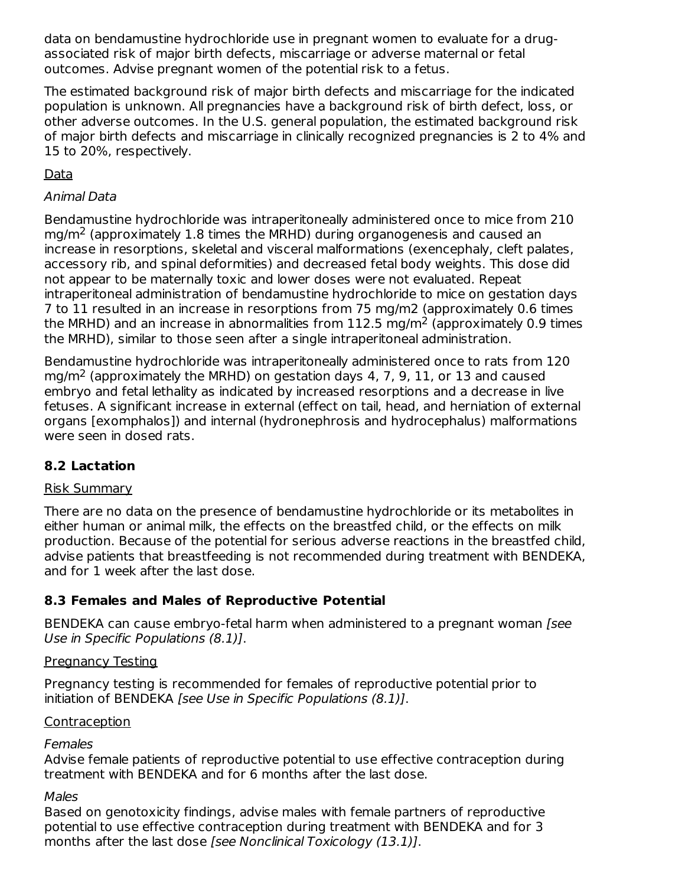data on bendamustine hydrochloride use in pregnant women to evaluate for a drug-associated risk of major birth defects, miscarriage or adverse maternal or fetal outcomes. Advise pregnant women of the potential risk to a fetus.

The estimated background risk of major birth defects and miscarriage for the indicated population is unknown. All pregnancies have a background risk of birth defect, loss, or other adverse outcomes. In the U.S. general population, the estimated background risk of major birth defects and miscarriage in clinically recognized pregnancies is 2 to 4% and 15 to 20%, respectively.

Data

*Animal Data*

Bendamustine hydrochloride was intraperitoneally administered once to mice from 210 $mg/m^2$ (approximately 1.8 times the MRHD) during organogenesis and caused an increase in resorptions, skeletal and visceral malformations (exencephaly, cleft palates, accessory rib, and spinal deformities) and decreased fetal body weights. This dose did not appear to be maternally toxic and lower doses were not evaluated. Repeat intraperitoneal administration of bendamustine hydrochloride to mice on gestation days 7 to 11 resulted in an increase in resorptions from 75 mg/m2 (approximately 0.6 times the MRHD) and an increase in abnormalities from 112.5 $mg/m^2$ (approximately 0.9 times the MRHD), similar to those seen after a single intraperitoneal administration.

Bendamustine hydrochloride was intraperitoneally administered once to rats from 120 $mg/m^2$ (approximately the MRHD) on gestation days 4, 7, 9, 11, or 13 and caused embryo and fetal lethality as indicated by increased resorptions and a decrease in live fetuses. A significant increase in external (effect on tail, head, and herniation of external organs [exomphalos]) and internal (hydronephrosis and hydrocephalus) malformations were seen in dosed rats.

### 8.2 Lactation

Risk Summary

There are no data on the presence of bendamustine hydrochloride or its metabolites in either human or animal milk, the effects on the breastfed child, or the effects on milk production. Because of the potential for serious adverse reactions in the breastfed child, advise patients that breastfeeding is not recommended during treatment with BENDEKA, and for 1 week after the last dose.

### 8.3 Females and Males of Reproductive Potential

BENDEKA can cause embryo-fetal harm when administered to a pregnant woman *[see Use in Specific Populations (8.1)]*.

Pregnancy Testing

Pregnancy testing is recommended for females of reproductive potential prior to initiation of BENDEKA *[see Use in Specific Populations (8.1)]*.

Contraception

*Females*
Advise female patients of reproductive potential to use effective contraception during treatment with BENDEKA and for 6 months after the last dose.

*Males*
Based on genotoxicity findings, advise males with female partners of reproductive potential to use effective contraception during treatment with BENDEKA and for 3 months after the last dose *[see Nonclinical Toxicology (13.1)]*.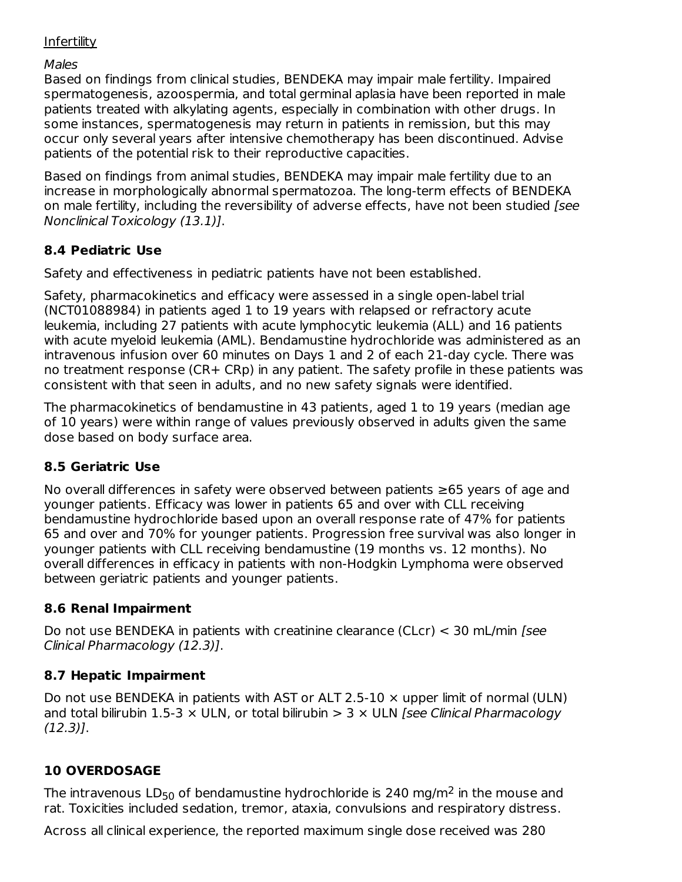Infertility

*Males*

Based on findings from clinical studies, BENDEKA may impair male fertility. Impaired spermatogenesis, azoospermia, and total germinal aplasia have been reported in male patients treated with alkylating agents, especially in combination with other drugs. In some instances, spermatogenesis may return in patients in remission, but this may occur only several years after intensive chemotherapy has been discontinued. Advise patients of the potential risk to their reproductive capacities.

Based on findings from animal studies, BENDEKA may impair male fertility due to an increase in morphologically abnormal spermatozoa. The long-term effects of BENDEKA on male fertility, including the reversibility of adverse effects, have not been studied *[see Nonclinical Toxicology (13.1)]*.

## 8.4 Pediatric Use

Safety and effectiveness in pediatric patients have not been established.

Safety, pharmacokinetics and efficacy were assessed in a single open-label trial (NCT01088984) in patients aged 1 to 19 years with relapsed or refractory acute leukemia, including 27 patients with acute lymphocytic leukemia (ALL) and 16 patients with acute myeloid leukemia (AML). Bendamustine hydrochloride was administered as an intravenous infusion over 60 minutes on Days 1 and 2 of each 21-day cycle. There was no treatment response (CR+ CRp) in any patient. The safety profile in these patients was consistent with that seen in adults, and no new safety signals were identified.

The pharmacokinetics of bendamustine in 43 patients, aged 1 to 19 years (median age of 10 years) were within range of values previously observed in adults given the same dose based on body surface area.

## 8.5 Geriatric Use

No overall differences in safety were observed between patients ≥65 years of age and younger patients. Efficacy was lower in patients 65 and over with CLL receiving bendamustine hydrochloride based upon an overall response rate of 47% for patients 65 and over and 70% for younger patients. Progression free survival was also longer in younger patients with CLL receiving bendamustine (19 months vs. 12 months). No overall differences in efficacy in patients with non-Hodgkin Lymphoma were observed between geriatric patients and younger patients.

## 8.6 Renal Impairment

Do not use BENDEKA in patients with creatinine clearance (CLcr) < 30 mL/min *[see Clinical Pharmacology (12.3)]*.

## 8.7 Hepatic Impairment

Do not use BENDEKA in patients with AST or ALT 2.5-10 × upper limit of normal (ULN) and total bilirubin 1.5-3 × ULN, or total bilirubin > 3 × ULN *[see Clinical Pharmacology (12.3)]*.

# 10 OVERDOSAGE

The intravenous $LD_{50}$ of bendamustine hydrochloride is 240 mg/m$^2$ in the mouse and rat. Toxicities included sedation, tremor, ataxia, convulsions and respiratory distress.

Across all clinical experience, the reported maximum single dose received was 280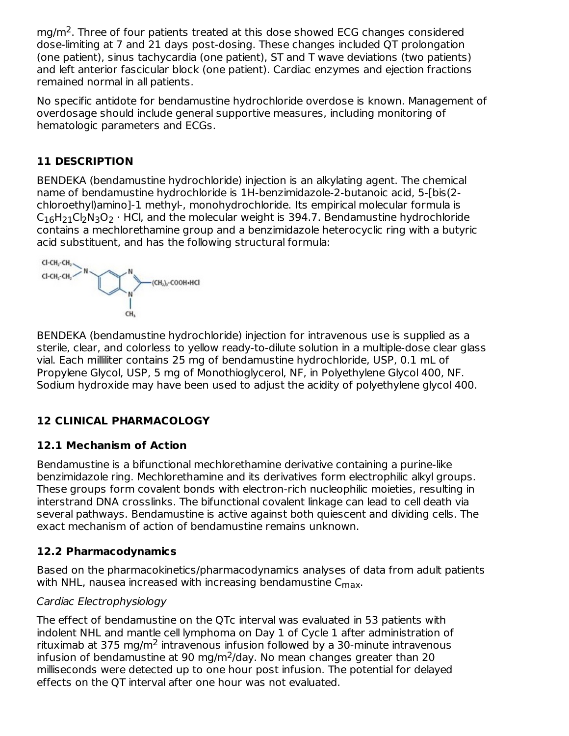mg/m$^2$. Three of four patients treated at this dose showed ECG changes considered dose-limiting at 7 and 21 days post-dosing. These changes included QT prolongation (one patient), sinus tachycardia (one patient), ST and T wave deviations (two patients) and left anterior fascicular block (one patient). Cardiac enzymes and ejection fractions remained normal in all patients.

No specific antidote for bendamustine hydrochloride overdose is known. Management of overdosage should include general supportive measures, including monitoring of hematologic parameters and ECGs.

## 11 DESCRIPTION

BENDEKA (bendamustine hydrochloride) injection is an alkylating agent. The chemical name of bendamustine hydrochloride is 1H-benzimidazole-2-butanoic acid, 5-[bis(2-chloroethyl)amino]-1 methyl-, monohydrochloride. Its empirical molecular formula is $C_{16}H_{21}Cl_2N_3O_2 \cdot HCl$, and the molecular weight is 394.7. Bendamustine hydrochloride contains a mechlorethamine group and a benzimidazole heterocyclic ring with a butyric acid substituent, and has the following structural formula:

BENDEKA (bendamustine hydrochloride) injection for intravenous use is supplied as a sterile, clear, and colorless to yellow ready-to-dilute solution in a multiple-dose clear glass vial. Each milliliter contains 25 mg of bendamustine hydrochloride, USP, 0.1 mL of Propylene Glycol, USP, 5 mg of Monothioglycerol, NF, in Polyethylene Glycol 400, NF. Sodium hydroxide may have been used to adjust the acidity of polyethylene glycol 400.

## 12 CLINICAL PHARMACOLOGY

### 12.1 Mechanism of Action

Bendamustine is a bifunctional mechlorethamine derivative containing a purine-like benzimidazole ring. Mechlorethamine and its derivatives form electrophilic alkyl groups. These groups form covalent bonds with electron-rich nucleophilic moieties, resulting in interstrand DNA crosslinks. The bifunctional covalent linkage can lead to cell death via several pathways. Bendamustine is active against both quiescent and dividing cells. The exact mechanism of action of bendamustine remains unknown.

### 12.2 Pharmacodynamics

Based on the pharmacokinetics/pharmacodynamics analyses of data from adult patients with NHL, nausea increased with increasing bendamustine $C_{max}$.

*Cardiac Electrophysiology*

The effect of bendamustine on the QTc interval was evaluated in 53 patients with indolent NHL and mantle cell lymphoma on Day 1 of Cycle 1 after administration of rituximab at 375 mg/m$^2$ intravenous infusion followed by a 30-minute intravenous infusion of bendamustine at 90 mg/m$^2$/day. No mean changes greater than 20 milliseconds were detected up to one hour post infusion. The potential for delayed effects on the QT interval after one hour was not evaluated.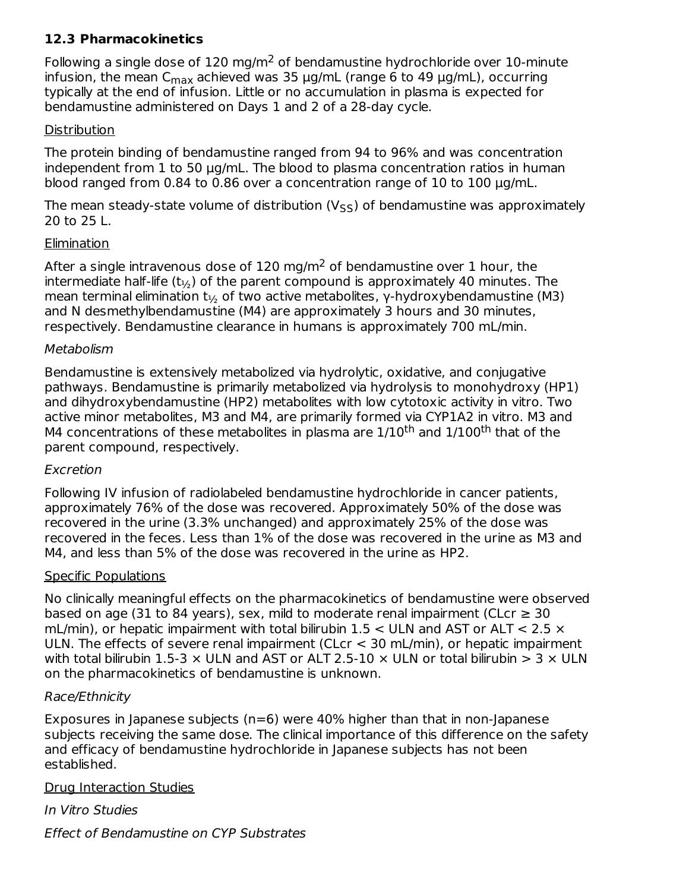## 12.3 Pharmacokinetics

Following a single dose of 120 mg/$m^2$ of bendamustine hydrochloride over 10-minute infusion, the mean $C_{max}$ achieved was 35 µg/mL (range 6 to 49 µg/mL), occurring typically at the end of infusion. Little or no accumulation in plasma is expected for bendamustine administered on Days 1 and 2 of a 28-day cycle.

Distribution

The protein binding of bendamustine ranged from 94 to 96% and was concentration independent from 1 to 50 µg/mL. The blood to plasma concentration ratios in human blood ranged from 0.84 to 0.86 over a concentration range of 10 to 100 µg/mL.

The mean steady-state volume of distribution ($V_{SS}$) of bendamustine was approximately 20 to 25 L.

Elimination

After a single intravenous dose of 120 mg/$m^2$ of bendamustine over 1 hour, the intermediate half-life ($t_{½}$) of the parent compound is approximately 40 minutes. The mean terminal elimination $t_{½}$ of two active metabolites, γ-hydroxybendamustine (M3) and N desmethylbendamustine (M4) are approximately 3 hours and 30 minutes, respectively. Bendamustine clearance in humans is approximately 700 mL/min.

*Metabolism*

Bendamustine is extensively metabolized via hydrolytic, oxidative, and conjugative pathways. Bendamustine is primarily metabolized via hydrolysis to monohydroxy (HP1) and dihydroxybendamustine (HP2) metabolites with low cytotoxic activity in vitro. Two active minor metabolites, M3 and M4, are primarily formed via CYP1A2 in vitro. M3 and M4 concentrations of these metabolites in plasma are $1/10^{th}$ and $1/100^{th}$ that of the parent compound, respectively.

*Excretion*

Following IV infusion of radiolabeled bendamustine hydrochloride in cancer patients, approximately 76% of the dose was recovered. Approximately 50% of the dose was recovered in the urine (3.3% unchanged) and approximately 25% of the dose was recovered in the feces. Less than 1% of the dose was recovered in the urine as M3 and M4, and less than 5% of the dose was recovered in the urine as HP2.

Specific Populations

No clinically meaningful effects on the pharmacokinetics of bendamustine were observed based on age (31 to 84 years), sex, mild to moderate renal impairment (CLcr ≥ 30 mL/min), or hepatic impairment with total bilirubin 1.5 < ULN and AST or ALT < 2.5 × ULN. The effects of severe renal impairment (CLcr < 30 mL/min), or hepatic impairment with total bilirubin 1.5-3 × ULN and AST or ALT 2.5-10 × ULN or total bilirubin > 3 × ULN on the pharmacokinetics of bendamustine is unknown.

*Race/Ethnicity*

Exposures in Japanese subjects (n=6) were 40% higher than that in non-Japanese subjects receiving the same dose. The clinical importance of this difference on the safety and efficacy of bendamustine hydrochloride in Japanese subjects has not been established.

Drug Interaction Studies

*In Vitro Studies*

*Effect of Bendamustine on CYP Substrates*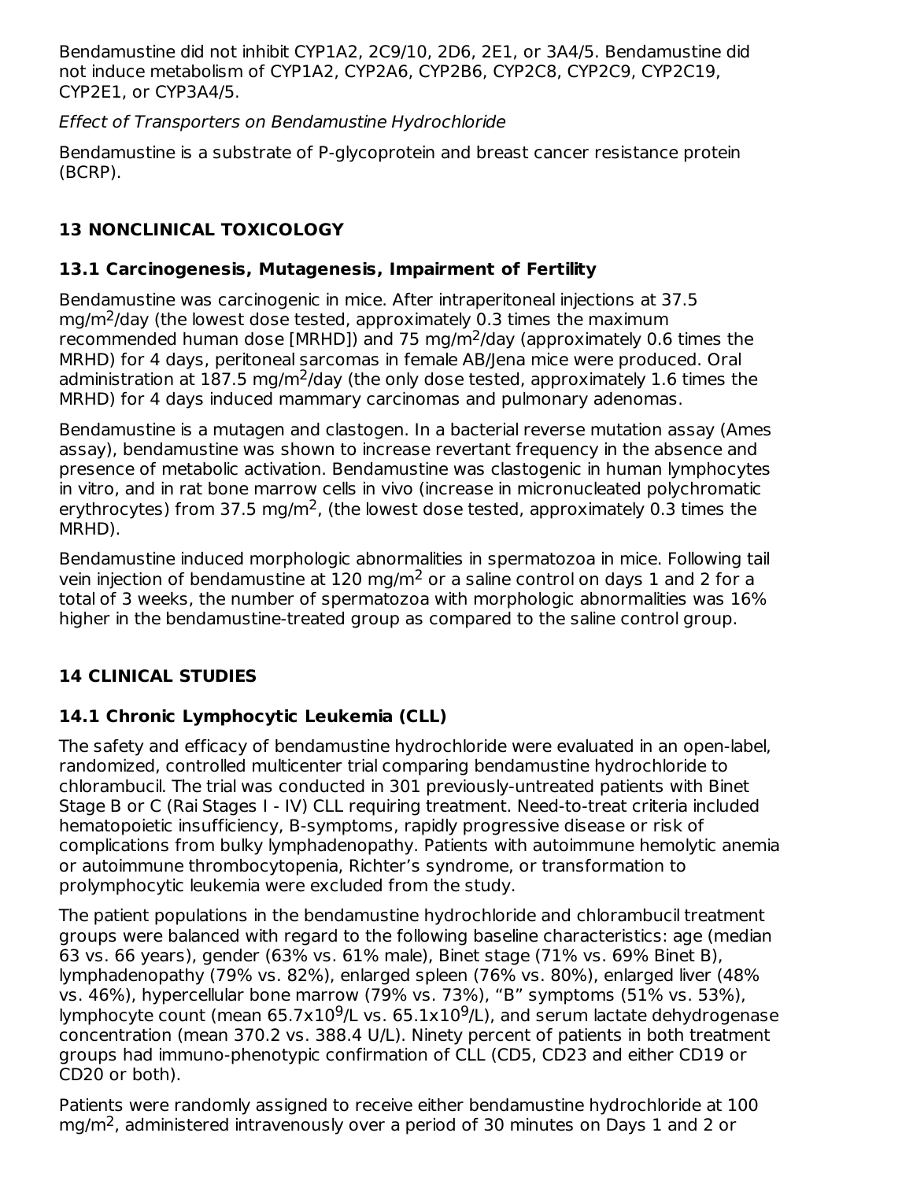Bendamustine did not inhibit CYP1A2, 2C9/10, 2D6, 2E1, or 3A4/5. Bendamustine did not induce metabolism of CYP1A2, CYP2A6, CYP2B6, CYP2C8, CYP2C9, CYP2C19, CYP2E1, or CYP3A4/5.

*Effect of Transporters on Bendamustine Hydrochloride*

Bendamustine is a substrate of P-glycoprotein and breast cancer resistance protein (BCRP).

## 13 NONCLINICAL TOXICOLOGY

### 13.1 Carcinogenesis, Mutagenesis, Impairment of Fertility

Bendamustine was carcinogenic in mice. After intraperitoneal injections at 37.5 mg/m$^2$/day (the lowest dose tested, approximately 0.3 times the maximum recommended human dose [MRHD]) and 75 mg/m$^2$/day (approximately 0.6 times the MRHD) for 4 days, peritoneal sarcomas in female AB/Jena mice were produced. Oral administration at 187.5 mg/m$^2$/day (the only dose tested, approximately 1.6 times the MRHD) for 4 days induced mammary carcinomas and pulmonary adenomas.

Bendamustine is a mutagen and clastogen. In a bacterial reverse mutation assay (Ames assay), bendamustine was shown to increase revertant frequency in the absence and presence of metabolic activation. Bendamustine was clastogenic in human lymphocytes in vitro, and in rat bone marrow cells in vivo (increase in micronucleated polychromatic erythrocytes) from 37.5 mg/m$^2$, (the lowest dose tested, approximately 0.3 times the MRHD).

Bendamustine induced morphologic abnormalities in spermatozoa in mice. Following tail vein injection of bendamustine at 120 mg/m$^2$ or a saline control on days 1 and 2 for a total of 3 weeks, the number of spermatozoa with morphologic abnormalities was 16% higher in the bendamustine-treated group as compared to the saline control group.

## 14 CLINICAL STUDIES

### 14.1 Chronic Lymphocytic Leukemia (CLL)

The safety and efficacy of bendamustine hydrochloride were evaluated in an open-label, randomized, controlled multicenter trial comparing bendamustine hydrochloride to chlorambucil. The trial was conducted in 301 previously-untreated patients with Binet Stage B or C (Rai Stages I - IV) CLL requiring treatment. Need-to-treat criteria included hematopoietic insufficiency, B-symptoms, rapidly progressive disease or risk of complications from bulky lymphadenopathy. Patients with autoimmune hemolytic anemia or autoimmune thrombocytopenia, Richter's syndrome, or transformation to prolymphocytic leukemia were excluded from the study.

The patient populations in the bendamustine hydrochloride and chlorambucil treatment groups were balanced with regard to the following baseline characteristics: age (median 63 vs. 66 years), gender (63% vs. 61% male), Binet stage (71% vs. 69% Binet B), lymphadenopathy (79% vs. 82%), enlarged spleen (76% vs. 80%), enlarged liver (48% vs. 46%), hypercellular bone marrow (79% vs. 73%), "B" symptoms (51% vs. 53%), lymphocyte count (mean 65.7x10$^9$/L vs. 65.1x10$^9$/L), and serum lactate dehydrogenase concentration (mean 370.2 vs. 388.4 U/L). Ninety percent of patients in both treatment groups had immuno-phenotypic confirmation of CLL (CD5, CD23 and either CD19 or CD20 or both).

Patients were randomly assigned to receive either bendamustine hydrochloride at 100 mg/m$^2$, administered intravenously over a period of 30 minutes on Days 1 and 2 or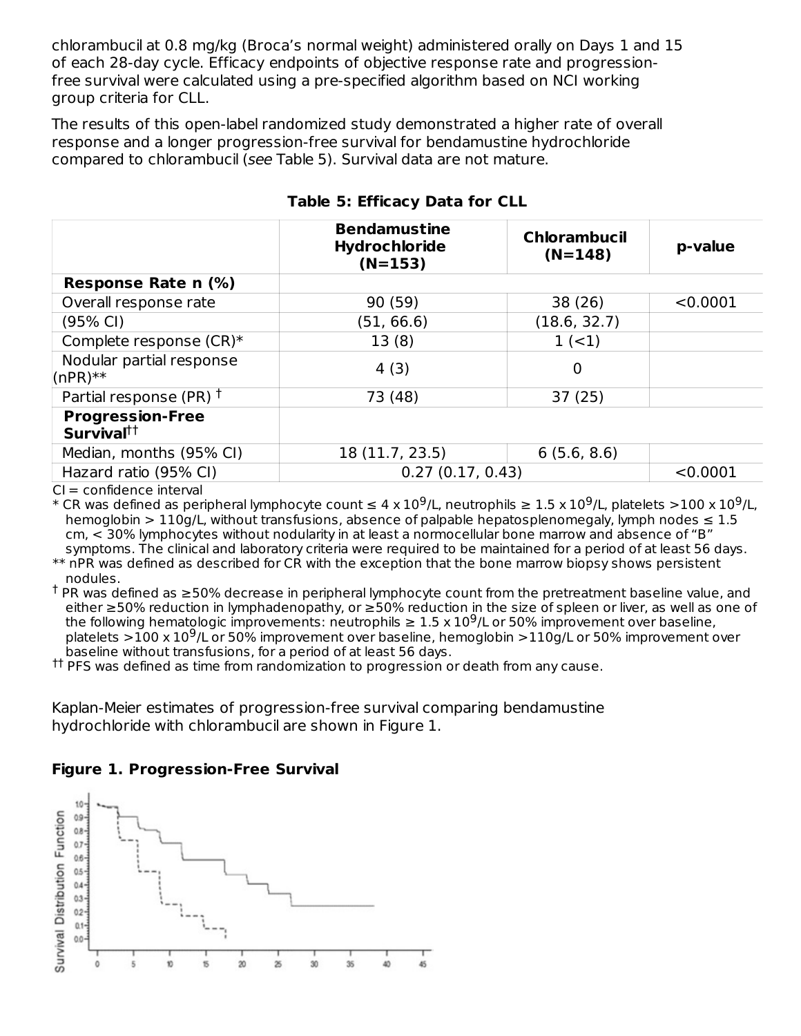chlorambucil at 0.8 mg/kg (Broca's normal weight) administered orally on Days 1 and 15 of each 28-day cycle. Efficacy endpoints of objective response rate and progression-free survival were calculated using a pre-specified algorithm based on NCI working group criteria for CLL.

The results of this open-label randomized study demonstrated a higher rate of overall response and a longer progression-free survival for bendamustine hydrochloride compared to chlorambucil (*see* Table 5). Survival data are not mature.

**Table 5: Efficacy Data for CLL**

| | Bendamustine Hydrochloride (N=153) | Chlorambucil (N=148) | p-value |
|---|---|---|---|
| **Response Rate n (%)** | | | |
| Overall response rate | 90 (59) | 38 (26) | <0.0001 |
| (95% CI) | (51, 66.6) | (18.6, 32.7) | |
| Complete response (CR)* | 13 (8) | 1 (<1) | |
| Nodular partial response (nPR)** | 4 (3) | 0 | |
| Partial response (PR) † | 73 (48) | 37 (25) | |
| **Progression-Free Survival**†† | | | |
| Median, months (95% CI) | 18 (11.7, 23.5) | 6 (5.6, 8.6) | |
| Hazard ratio (95% CI) | 0.27 (0.17, 0.43) | | <0.0001 |

CI = confidence interval

\* CR was defined as peripheral lymphocyte count ≤ 4 x $10^9$/L, neutrophils ≥ 1.5 x $10^9$/L, platelets >100 x $10^9$/L, hemoglobin > 110g/L, without transfusions, absence of palpable hepatosplenomegaly, lymph nodes ≤ 1.5 cm, < 30% lymphocytes without nodularity in at least a normocellular bone marrow and absence of "B" symptoms. The clinical and laboratory criteria were required to be maintained for a period of at least 56 days.

** nPR was defined as described for CR with the exception that the bone marrow biopsy shows persistent nodules.

† PR was defined as ≥50% decrease in peripheral lymphocyte count from the pretreatment baseline value, and either ≥50% reduction in lymphadenopathy, or ≥50% reduction in the size of spleen or liver, as well as one of the following hematologic improvements: neutrophils ≥ 1.5 x $10^9$/L or 50% improvement over baseline, platelets >100 x $10^9$/L or 50% improvement over baseline, hemoglobin >110g/L or 50% improvement over baseline without transfusions, for a period of at least 56 days.

†† PFS was defined as time from randomization to progression or death from any cause.

Kaplan-Meier estimates of progression-free survival comparing bendamustine hydrochloride with chlorambucil are shown in Figure 1.

**Figure 1. Progression-Free Survival**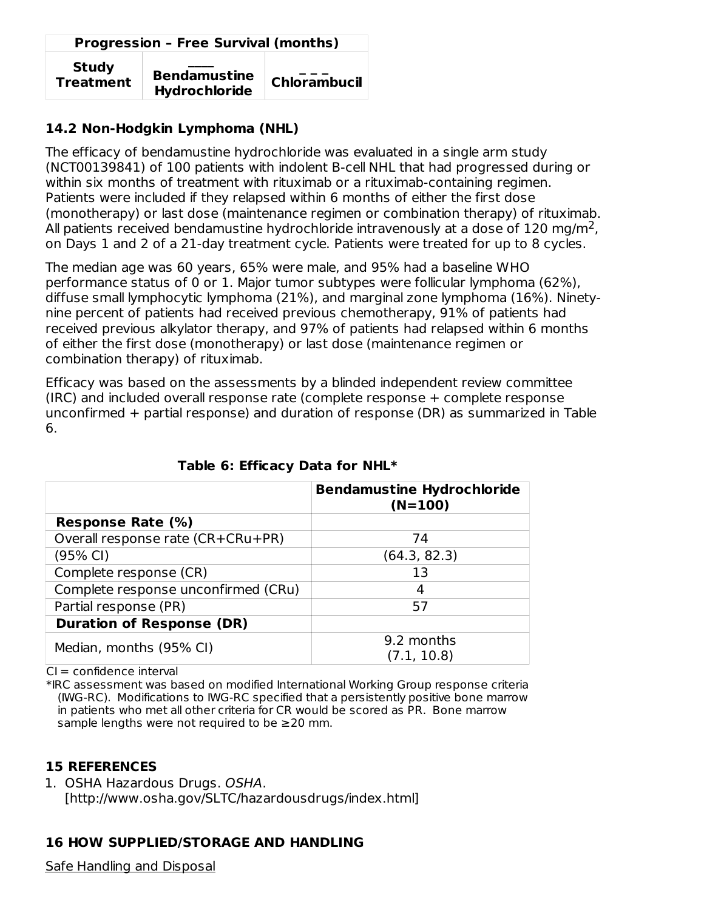| Progression – Free Survival (months) | | |
|---|---|---|
| Study Treatment | ——— Bendamustine Hydrochloride | – – – Chlorambucil |

### 14.2 Non-Hodgkin Lymphoma (NHL)

The efficacy of bendamustine hydrochloride was evaluated in a single arm study (NCT00139841) of 100 patients with indolent B-cell NHL that had progressed during or within six months of treatment with rituximab or a rituximab-containing regimen. Patients were included if they relapsed within 6 months of either the first dose (monotherapy) or last dose (maintenance regimen or combination therapy) of rituximab. All patients received bendamustine hydrochloride intravenously at a dose of 120 mg/m$^2$, on Days 1 and 2 of a 21-day treatment cycle. Patients were treated for up to 8 cycles.

The median age was 60 years, 65% were male, and 95% had a baseline WHO performance status of 0 or 1. Major tumor subtypes were follicular lymphoma (62%), diffuse small lymphocytic lymphoma (21%), and marginal zone lymphoma (16%). Ninety-nine percent of patients had received previous chemotherapy, 91% of patients had received previous alkylator therapy, and 97% of patients had relapsed within 6 months of either the first dose (monotherapy) or last dose (maintenance regimen or combination therapy) of rituximab.

Efficacy was based on the assessments by a blinded independent review committee (IRC) and included overall response rate (complete response + complete response unconfirmed + partial response) and duration of response (DR) as summarized in Table 6.

**Table 6: Efficacy Data for NHL***

| | Bendamustine Hydrochloride (N=100) |
|---|---|
| **Response Rate (%)** | |
| Overall response rate (CR+CRu+PR) | 74 |
| (95% CI) | (64.3, 82.3) |
| Complete response (CR) | 13 |
| Complete response unconfirmed (CRu) | 4 |
| Partial response (PR) | 57 |
| **Duration of Response (DR)** | |
| Median, months (95% CI) | 9.2 months (7.1, 10.8) |

CI = confidence interval

*IRC assessment was based on modified International Working Group response criteria (IWG-RC). Modifications to IWG-RC specified that a persistently positive bone marrow in patients who met all other criteria for CR would be scored as PR. Bone marrow sample lengths were not required to be ≥20 mm.

## 15 REFERENCES

1. OSHA Hazardous Drugs. *OSHA*. [http://www.osha.gov/SLTC/hazardousdrugs/index.html]

## 16 HOW SUPPLIED/STORAGE AND HANDLING

Safe Handling and Disposal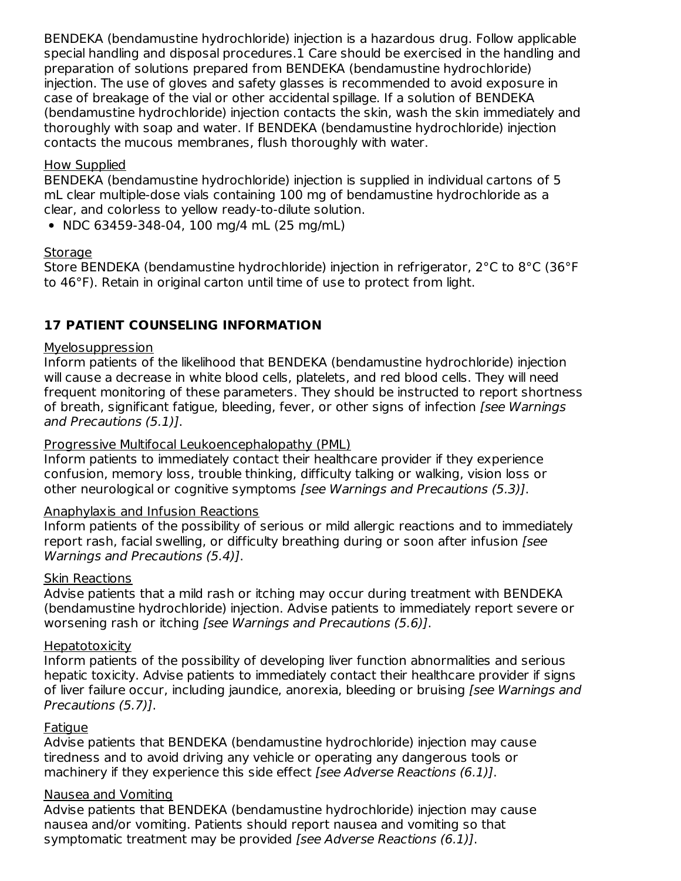BENDEKA (bendamustine hydrochloride) injection is a hazardous drug. Follow applicable special handling and disposal procedures.[1] Care should be exercised in the handling and preparation of solutions prepared from BENDEKA (bendamustine hydrochloride) injection. The use of gloves and safety glasses is recommended to avoid exposure in case of breakage of the vial or other accidental spillage. If a solution of BENDEKA (bendamustine hydrochloride) injection contacts the skin, wash the skin immediately and thoroughly with soap and water. If BENDEKA (bendamustine hydrochloride) injection contacts the mucous membranes, flush thoroughly with water.

How Supplied

BENDEKA (bendamustine hydrochloride) injection is supplied in individual cartons of 5 mL clear multiple-dose vials containing 100 mg of bendamustine hydrochloride as a clear, and colorless to yellow ready-to-dilute solution.

- NDC 63459-348-04, 100 mg/4 mL (25 mg/mL)

Storage

Store BENDEKA (bendamustine hydrochloride) injection in refrigerator, 2°C to 8°C (36°F to 46°F). Retain in original carton until time of use to protect from light.

## 17 PATIENT COUNSELING INFORMATION

Myelosuppression

Inform patients of the likelihood that BENDEKA (bendamustine hydrochloride) injection will cause a decrease in white blood cells, platelets, and red blood cells. They will need frequent monitoring of these parameters. They should be instructed to report shortness of breath, significant fatigue, bleeding, fever, or other signs of infection *[see Warnings and Precautions (5.1)]*.

Progressive Multifocal Leukoencephalopathy (PML)

Inform patients to immediately contact their healthcare provider if they experience confusion, memory loss, trouble thinking, difficulty talking or walking, vision loss or other neurological or cognitive symptoms *[see Warnings and Precautions (5.3)]*.

Anaphylaxis and Infusion Reactions

Inform patients of the possibility of serious or mild allergic reactions and to immediately report rash, facial swelling, or difficulty breathing during or soon after infusion *[see Warnings and Precautions (5.4)]*.

Skin Reactions

Advise patients that a mild rash or itching may occur during treatment with BENDEKA (bendamustine hydrochloride) injection. Advise patients to immediately report severe or worsening rash or itching *[see Warnings and Precautions (5.6)]*.

Hepatotoxicity

Inform patients of the possibility of developing liver function abnormalities and serious hepatic toxicity. Advise patients to immediately contact their healthcare provider if signs of liver failure occur, including jaundice, anorexia, bleeding or bruising *[see Warnings and Precautions (5.7)]*.

Fatigue

Advise patients that BENDEKA (bendamustine hydrochloride) injection may cause tiredness and to avoid driving any vehicle or operating any dangerous tools or machinery if they experience this side effect *[see Adverse Reactions (6.1)]*.

Nausea and Vomiting

Advise patients that BENDEKA (bendamustine hydrochloride) injection may cause nausea and/or vomiting. Patients should report nausea and vomiting so that symptomatic treatment may be provided *[see Adverse Reactions (6.1)]*.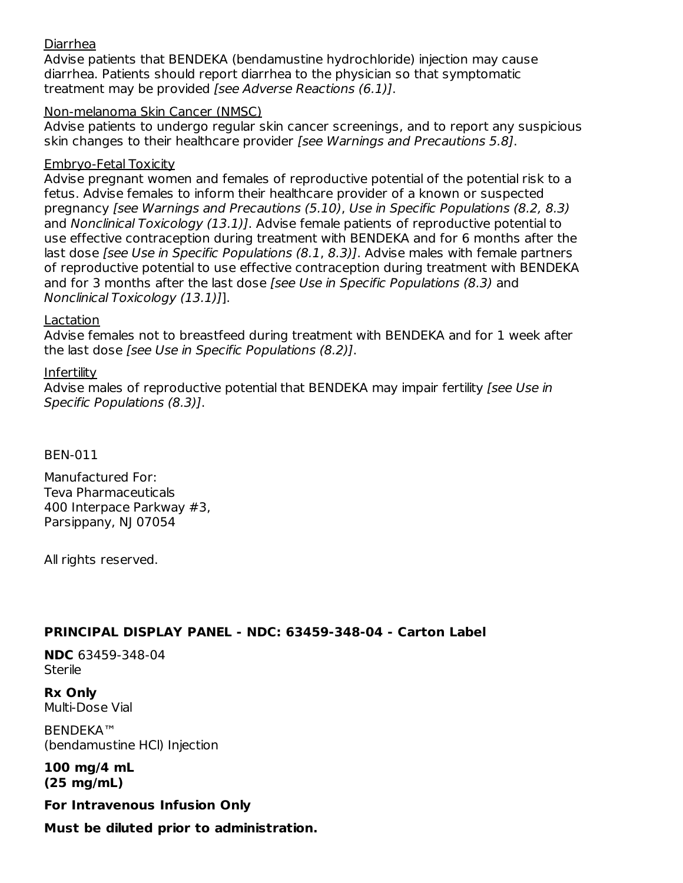Diarrhea

Advise patients that BENDEKA (bendamustine hydrochloride) injection may cause diarrhea. Patients should report diarrhea to the physician so that symptomatic treatment may be provided *[see Adverse Reactions (6.1)]*.

Non-melanoma Skin Cancer (NMSC)

Advise patients to undergo regular skin cancer screenings, and to report any suspicious skin changes to their healthcare provider *[see Warnings and Precautions 5.8]*.

Embryo-Fetal Toxicity

Advise pregnant women and females of reproductive potential of the potential risk to a fetus. Advise females to inform their healthcare provider of a known or suspected pregnancy *[see Warnings and Precautions (5.10)*, *Use in Specific Populations (8.2, 8.3)* and *Nonclinical Toxicology (13.1)]*. Advise female patients of reproductive potential to use effective contraception during treatment with BENDEKA and for 6 months after the last dose *[see Use in Specific Populations (8.1, 8.3)]*. Advise males with female partners of reproductive potential to use effective contraception during treatment with BENDEKA and for 3 months after the last dose *[see Use in Specific Populations (8.3)* and *Nonclinical Toxicology (13.1)]*].

Lactation

Advise females not to breastfeed during treatment with BENDEKA and for 1 week after the last dose *[see Use in Specific Populations (8.2)]*.

Infertility

Advise males of reproductive potential that BENDEKA may impair fertility *[see Use in Specific Populations (8.3)]*.

BEN-011

Manufactured For:
Teva Pharmaceuticals
400 Interpace Parkway #3,
Parsippany, NJ 07054

All rights reserved.

**PRINCIPAL DISPLAY PANEL - NDC: 63459-348-04 - Carton Label**

**NDC** 63459-348-04
Sterile

**Rx Only**
Multi-Dose Vial

BENDEKA™
(bendamustine HCl) Injection

**100 mg/4 mL**
**(25 mg/mL)**

**For Intravenous Infusion Only**

**Must be diluted prior to administration.**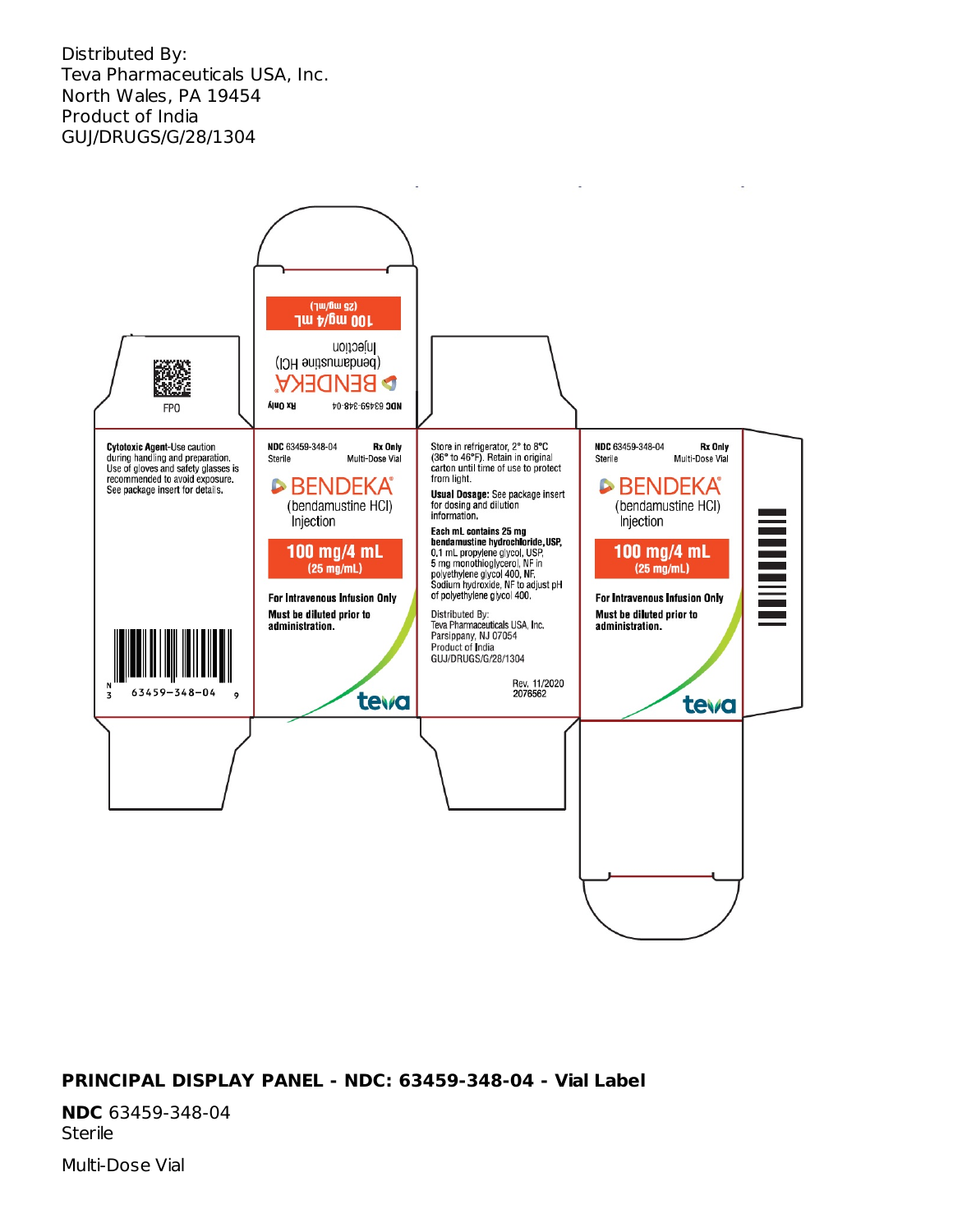Distributed By:
Teva Pharmaceuticals USA, Inc.
North Wales, PA 19454
Product of India
GUJ/DRUGS/G/28/1304

NDC 63459-348-04 Rx Only

BENDEKA®
(bendamustine HCl)
Injection

100 mg/4 mL
(25 mg/mL)

FPO

**Cytotoxic Agent**-Use caution during handling and preparation. Use of gloves and safety glasses is recommended to avoid exposure. See package insert for details.

N 3 63459-348-04 9

NDC 63459-348-04 **Rx Only**
Sterile Multi-Dose Vial

BENDEKA®
(bendamustine HCl)
Injection

**100 mg/4 mL**
**(25 mg/mL)**

**For Intravenous Infusion Only**

**Must be diluted prior to administration.**

teva

Store in refrigerator, 2° to 8°C (36° to 46°F). Retain in original carton until time of use to protect from light.

**Usual Dosage:** See package insert for dosing and dilution information.

**Each mL contains 25 mg bendamustine hydrochloride, USP,** 0.1 mL propylene glycol, USP, 5 mg monothioglycerol, NF in polyethylene glycol 400, NF. Sodium hydroxide, NF to adjust pH of polyethylene glycol 400.

Distributed By:
Teva Pharmaceuticals USA, Inc.
Parsippany, NJ 07054
Product of India
GUJ/DRUGS/G/28/1304

Rev. 11/2020
2076562

NDC 63459-348-04 **Rx Only**
Sterile Multi-Dose Vial

BENDEKA®
(bendamustine HCl)
Injection

**100 mg/4 mL**
**(25 mg/mL)**

**For Intravenous Infusion Only**

**Must be diluted prior to administration.**

teva

**PRINCIPAL DISPLAY PANEL - NDC: 63459-348-04 - Vial Label**

**NDC** 63459-348-04
Sterile

Multi-Dose Vial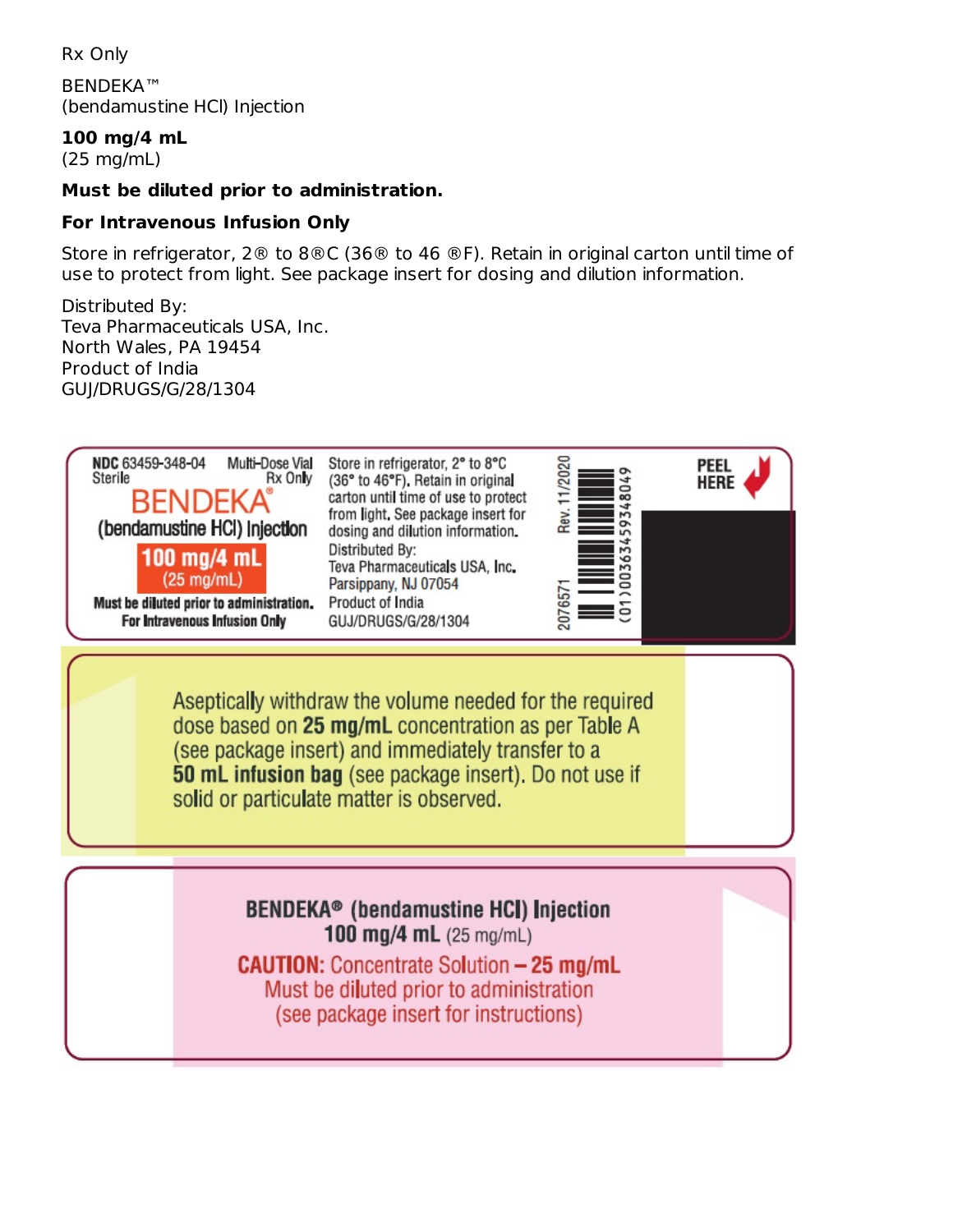Rx Only

BENDEKA™
(bendamustine HCl) Injection

**100 mg/4 mL**
(25 mg/mL)

**Must be diluted prior to administration.**

**For Intravenous Infusion Only**

Store in refrigerator, 2® to 8®C (36® to 46 ®F). Retain in original carton until time of use to protect from light. See package insert for dosing and dilution information.

Distributed By:
Teva Pharmaceuticals USA, Inc.
North Wales, PA 19454
Product of India
GUJ/DRUGS/G/28/1304

NDC 63459-348-04 Multi-Dose Vial
Sterile Rx Only
BENDEKA®
(bendamustine HCl) Injection
**100 mg/4 mL**
(25 mg/mL)
**Must be diluted prior to administration.**
**For Intravenous Infusion Only**

Store in refrigerator, 2° to 8°C (36° to 46°F). Retain in original carton until time of use to protect from light. See package insert for dosing and dilution information.
Distributed By:
Teva Pharmaceuticals USA, Inc.
Parsippany, NJ 07054
Product of India
GUJ/DRUGS/G/28/1304

Rev. 11/2020
2076571
(01)00363459348049

PEEL HERE

Aseptically withdraw the volume needed for the required dose based on **25 mg/mL** concentration as per Table A (see package insert) and immediately transfer to a **50 mL infusion bag** (see package insert). Do not use if solid or particulate matter is observed.

**BENDEKA® (bendamustine HCl) Injection**
**100 mg/4 mL** (25 mg/mL)
**CAUTION:** Concentrate Solution – **25 mg/mL**
Must be diluted prior to administration
(see package insert for instructions)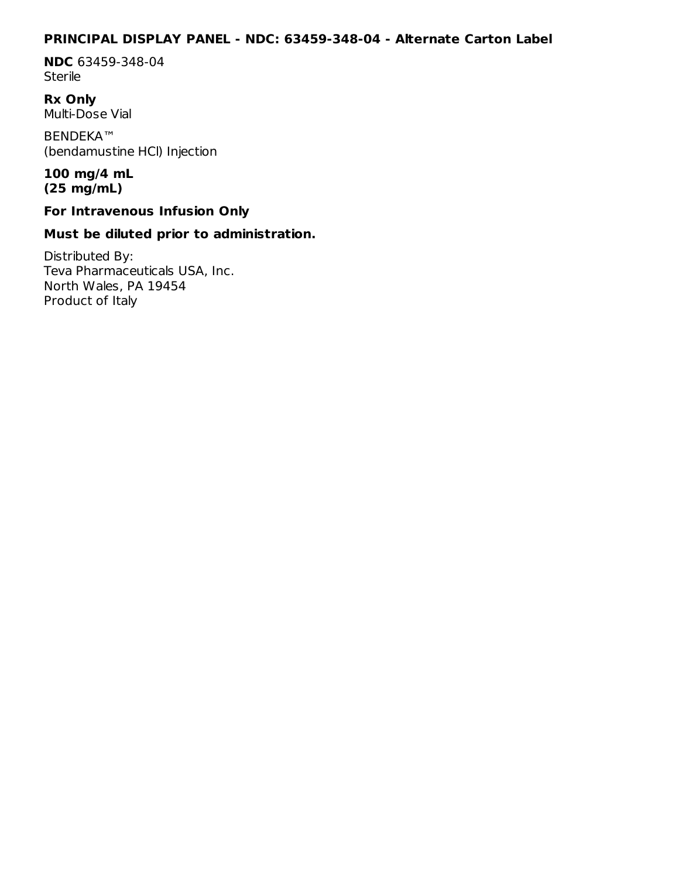## PRINCIPAL DISPLAY PANEL - NDC: 63459-348-04 - Alternate Carton Label

**NDC** 63459-348-04
Sterile

**Rx Only**
Multi-Dose Vial

BENDEKA™
(bendamustine HCl) Injection

**100 mg/4 mL**
**(25 mg/mL)**

**For Intravenous Infusion Only**

**Must be diluted prior to administration.**

Distributed By:
Teva Pharmaceuticals USA, Inc.
North Wales, PA 19454
Product of Italy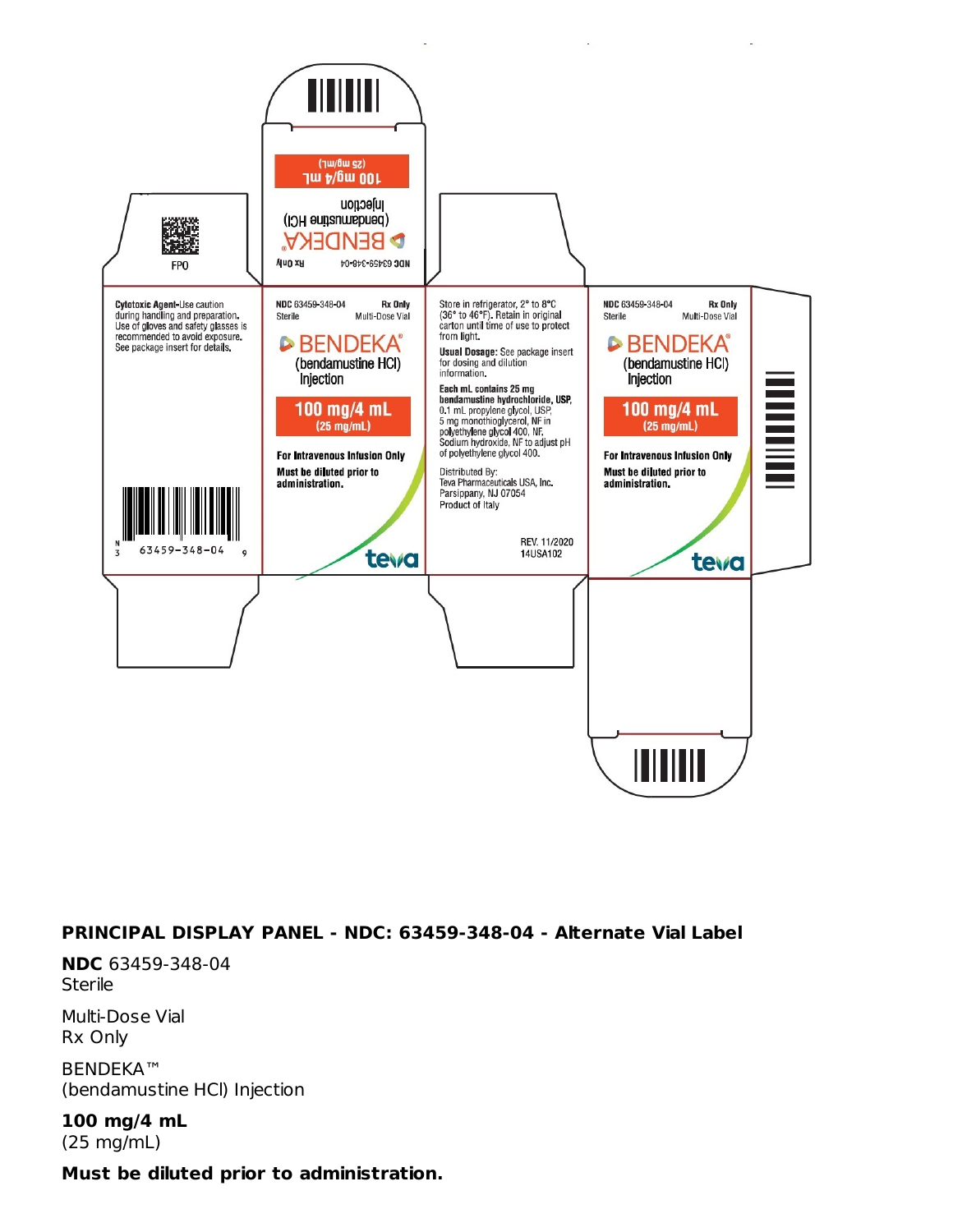Cytotoxic Agent-Use caution during handling and preparation. Use of gloves and safety glasses is recommended to avoid exposure. See package insert for details.

FPO

N 3 63459-348-04 9

NDC 63459-348-04 Rx Only
Sterile Multi-Dose Vial

BENDEKA®
(bendamustine HCl)
Injection

100 mg/4 mL
(25 mg/mL)

For Intravenous Infusion Only

Must be diluted prior to administration.

teva

Store in refrigerator, 2° to 8°C (36° to 46°F). Retain in original carton until time of use to protect from light.

Usual Dosage: See package insert for dosing and dilution information.

Each mL contains 25 mg bendamustine hydrochloride, USP, 0.1 mL propylene glycol, USP, 5 mg monothioglycerol, NF in polyethylene glycol 400, NF. Sodium hydroxide, NF to adjust pH of polyethylene glycol 400.

Distributed By:
Teva Pharmaceuticals USA, Inc.
Parsippany, NJ 07054
Product of Italy

REV. 11/2020
14USA102

NDC 63459-348-04 Rx Only
Sterile Multi-Dose Vial

BENDEKA®
(bendamustine HCl)
Injection

100 mg/4 mL
(25 mg/mL)

For Intravenous Infusion Only

Must be diluted prior to administration.

teva

**PRINCIPAL DISPLAY PANEL - NDC: 63459-348-04 - Alternate Vial Label**

**NDC** 63459-348-04
Sterile

Multi-Dose Vial
Rx Only

BENDEKA™
(bendamustine HCl) Injection

**100 mg/4 mL**
(25 mg/mL)

**Must be diluted prior to administration.**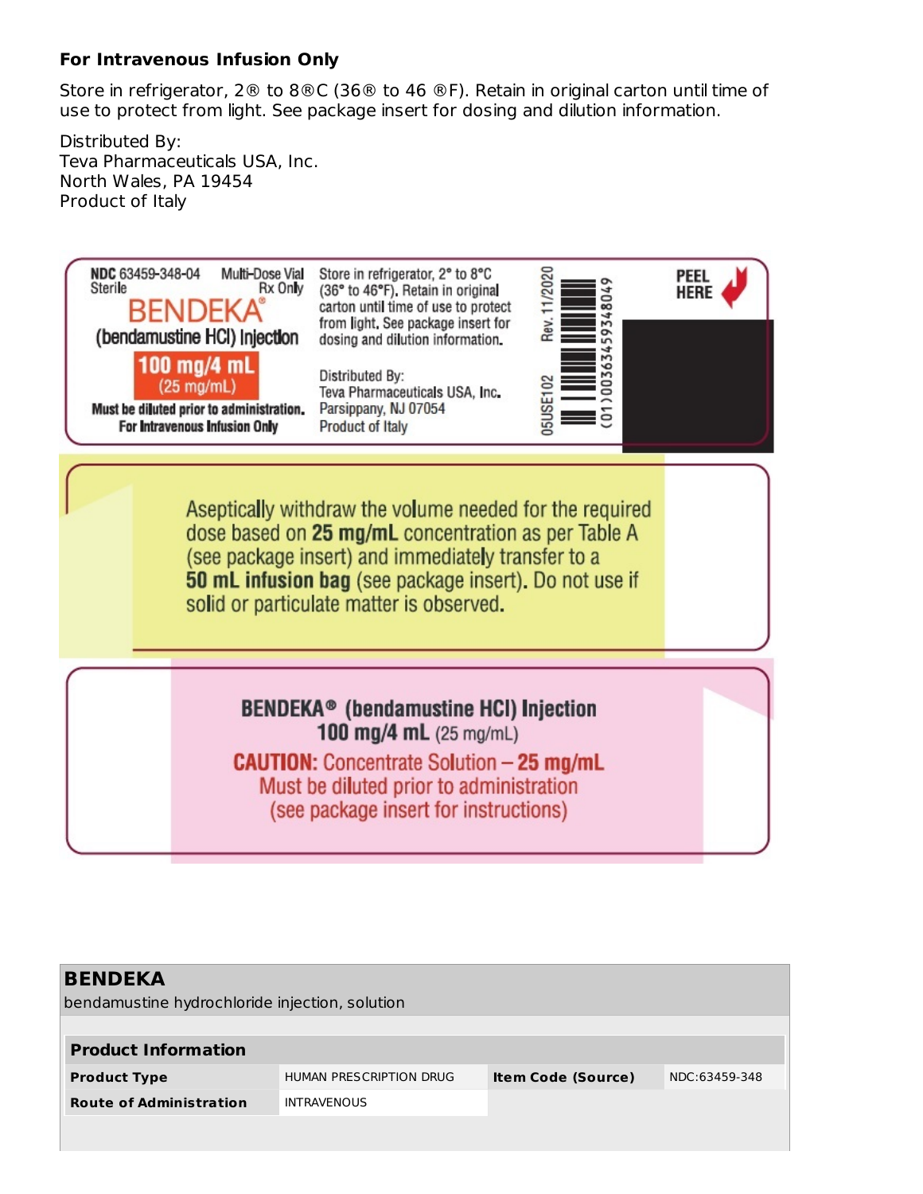**For Intravenous Infusion Only**

Store in refrigerator, 2® to 8®C (36® to 46 ®F). Retain in original carton until time of use to protect from light. See package insert for dosing and dilution information.

Distributed By:
Teva Pharmaceuticals USA, Inc.
North Wales, PA 19454
Product of Italy

NDC 63459-348-04 Multi-Dose Vial
Sterile Rx Only

BENDEKA®
(bendamustine HCl) Injection

100 mg/4 mL
(25 mg/mL)

Must be diluted prior to administration.
For Intravenous Infusion Only

Store in refrigerator, 2° to 8°C (36° to 46°F). Retain in original carton until time of use to protect from light. See package insert for dosing and dilution information.

Distributed By:
Teva Pharmaceuticals USA, Inc.
Parsippany, NJ 07054
Product of Italy

Rev. 11/2020
05USE102

(01)00363459348049

PEEL HERE

Aseptically withdraw the volume needed for the required dose based on **25 mg/mL** concentration as per Table A (see package insert) and immediately transfer to a **50 mL infusion bag** (see package insert). Do not use if solid or particulate matter is observed.

**BENDEKA® (bendamustine HCl) Injection**
**100 mg/4 mL** (25 mg/mL)

**CAUTION:** Concentrate Solution – **25 mg/mL**
Must be diluted prior to administration
(see package insert for instructions)

## BENDEKA

bendamustine hydrochloride injection, solution

| Product Information | | | |
|---|---|---|---|
| **Product Type** | HUMAN PRESCRIPTION DRUG | **Item Code (Source)** | NDC:63459-348 |
| **Route of Administration** | INTRAVENOUS | | |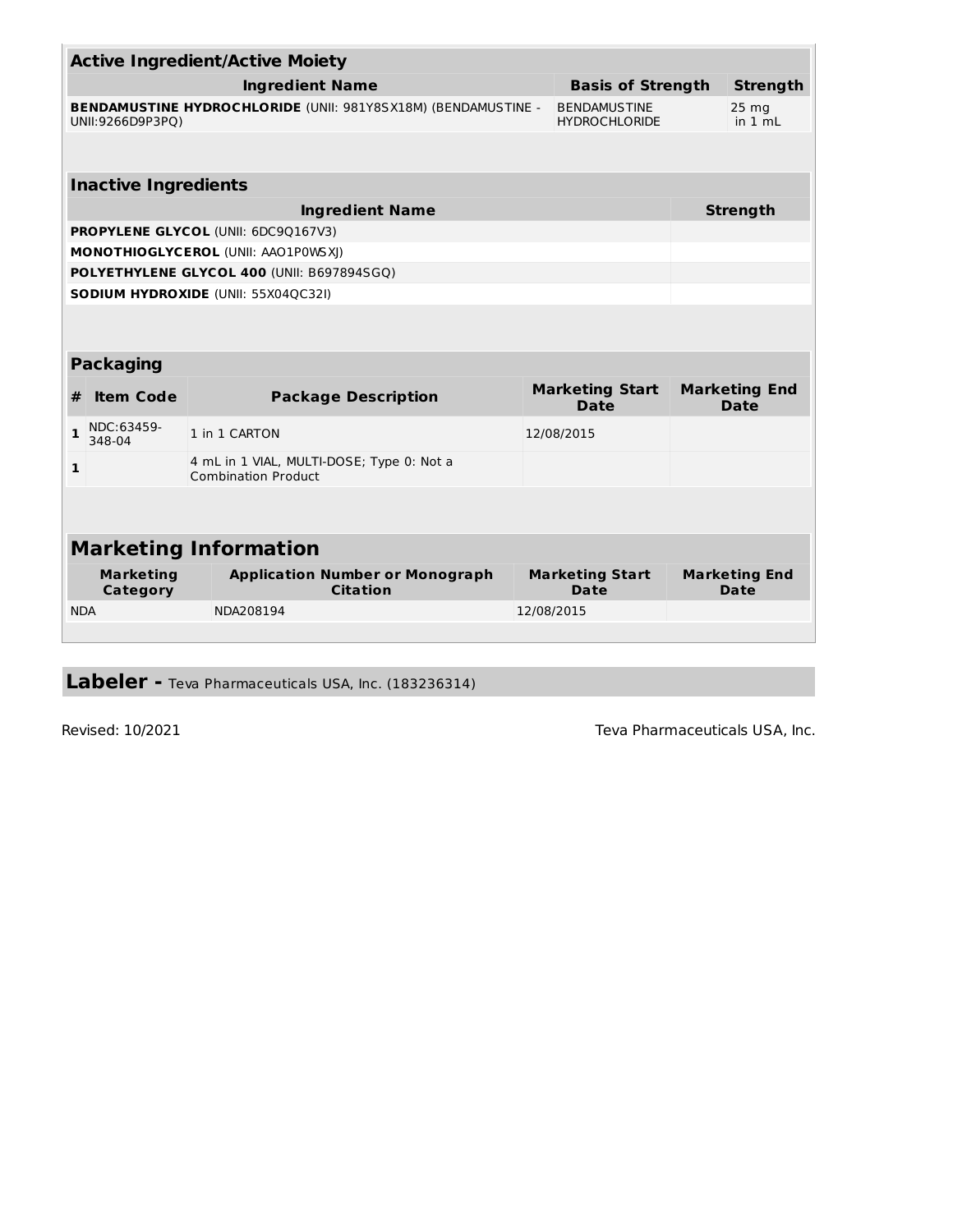| Active Ingredient/Active Moiety | | |
|---|---|---|
| **Ingredient Name** | **Basis of Strength** | **Strength** |
| **BENDAMUSTINE HYDROCHLORIDE** (UNII: 981Y8SX18M) (BENDAMUSTINE - UNII:9266D9P3PQ) | BENDAMUSTINE HYDROCHLORIDE | 25 mg in 1 mL |

| Inactive Ingredients | |
|---|---|
| **Ingredient Name** | **Strength** |
| **PROPYLENE GLYCOL** (UNII: 6DC9Q167V3) | |
| **MONOTHIOGLYCEROL** (UNII: AAO1P0WSXJ) | |
| **POLYETHYLENE GLYCOL 400** (UNII: B697894SGQ) | |
| **SODIUM HYDROXIDE** (UNII: 55X04QC32I) | |

| Packaging | | | | |
|---|---|---|---|---|
| **#** | **Item Code** | **Package Description** | **Marketing Start Date** | **Marketing End Date** |
| 1 | NDC:63459-348-04 | 1 in 1 CARTON | 12/08/2015 | |
| 1 | | 4 mL in 1 VIAL, MULTI-DOSE; Type 0: Not a Combination Product | | |

| Marketing Information | | | |
|---|---|---|---|
| **Marketing Category** | **Application Number or Monograph Citation** | **Marketing Start Date** | **Marketing End Date** |
| NDA | NDA208194 | 12/08/2015 | |

**Labeler -** Teva Pharmaceuticals USA, Inc. (183236314)

Revised: 10/2021

Teva Pharmaceuticals USA, Inc.